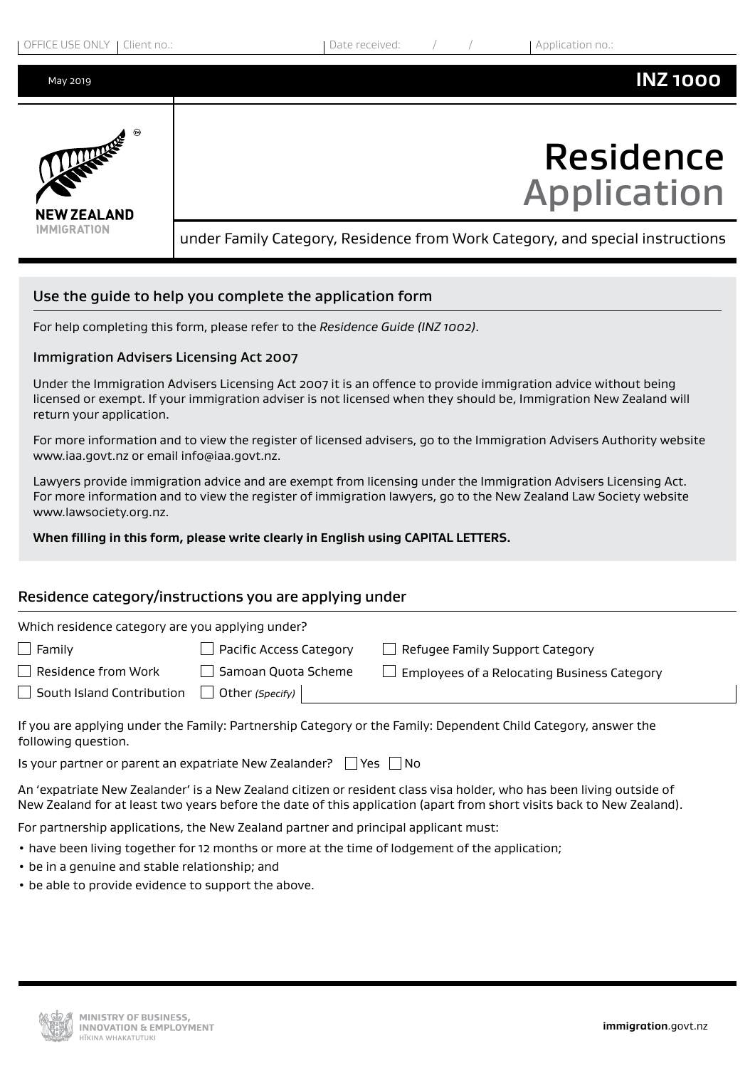OFFICE USE ONLY | Client no.: | Date received: / / | Application no.:

May 2019

**INZ 1000**

NEW ZEALAND IMMIGRATION

# Residence Application

under Family Category, Residence from Work Category, and special instructions

## Use the guide to help you complete the application form

For help completing this form, please refer to the *Residence Guide (INZ 1002)*.

### Immigration Advisers Licensing Act 2007

Under the Immigration Advisers Licensing Act 2007 it is an offence to provide immigration advice without being licensed or exempt. If your immigration adviser is not licensed when they should be, Immigration New Zealand will return your application.

For more information and to view the register of licensed advisers, go to the Immigration Advisers Authority website www.iaa.govt.nz or email info@iaa.govt.nz.

Lawyers provide immigration advice and are exempt from licensing under the Immigration Advisers Licensing Act. For more information and to view the register of immigration lawyers, go to the New Zealand Law Society website www.lawsociety.org.nz.

**When filling in this form, please write clearly in English using CAPITAL LETTERS.**

## Residence category/instructions you are applying under

Which residence category are you applying under?

- ☐ Family
- ☐ Residence from Work
- ☐ South Island Contribution
- ☐ Pacific Access Category
- ☐ Samoan Quota Scheme
- ☐ Other *(Specify)*
- ☐ Refugee Family Support Category
- ☐ Employees of a Relocating Business Category

If you are applying under the Family: Partnership Category or the Family: Dependent Child Category, answer the following question.

Is your partner or parent an expatriate New Zealander? ☐ Yes ☐ No

An 'expatriate New Zealander' is a New Zealand citizen or resident class visa holder, who has been living outside of New Zealand for at least two years before the date of this application (apart from short visits back to New Zealand).

For partnership applications, the New Zealand partner and principal applicant must:

- have been living together for 12 months or more at the time of lodgement of the application;
- be in a genuine and stable relationship; and
- be able to provide evidence to support the above.

MINISTRY OF BUSINESS, INNOVATION & EMPLOYMENT
HĪKINA WHAKATUTUKI

immigration.govt.nz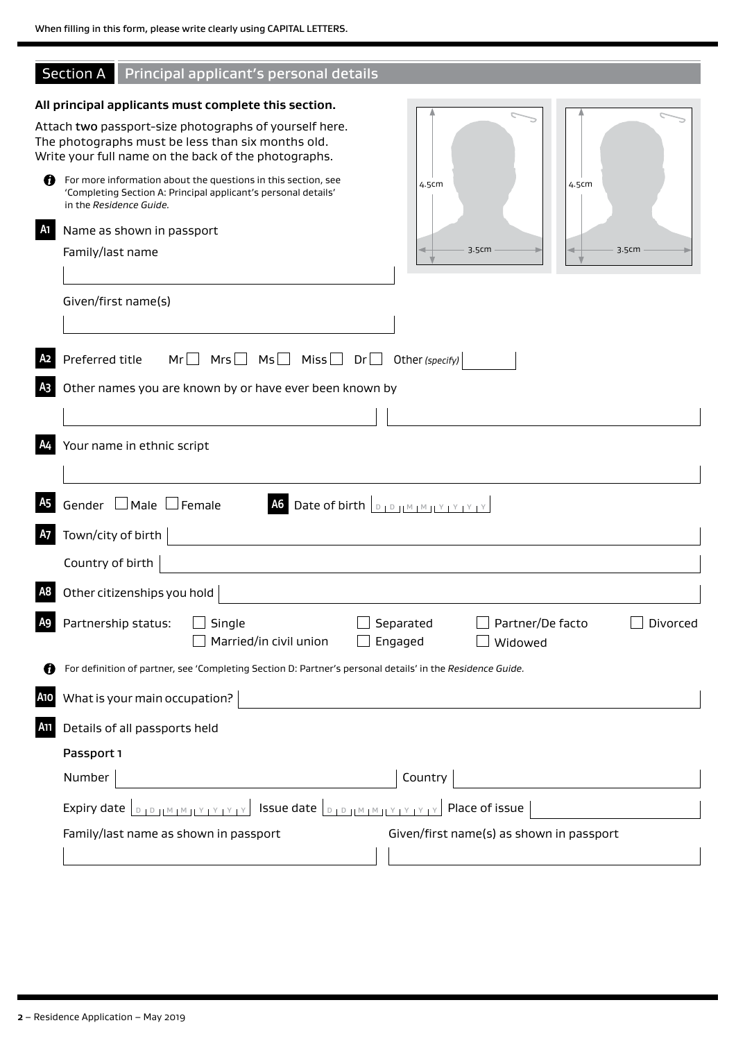When filling in this form, please write clearly using CAPITAL LETTERS.

## Section A Principal applicant's personal details

**All principal applicants must complete this section.**

Attach **two** passport-size photographs of yourself here. The photographs must be less than six months old. Write your full name on the back of the photographs.

4.5cm × 3.5cm

For more information about the questions in this section, see 'Completing Section A: Principal applicant's personal details' in the *Residence Guide*.

**A1** Name as shown in passport

Family/last name

Given/first name(s)

**A2** Preferred title Mr ☐ Mrs ☐ Ms ☐ Miss ☐ Dr ☐ Other *(specify)*

**A3** Other names you are known by or have ever been known by

**A4** Your name in ethnic script

**A5** Gender ☐ Male ☐ Female

**A6** Date of birth D D M M Y Y Y Y

**A7** Town/city of birth

Country of birth

**A8** Other citizenships you hold

**A9** Partnership status: ☐ Single ☐ Married/in civil union ☐ Separated ☐ Engaged ☐ Partner/De facto ☐ Widowed ☐ Divorced

For definition of partner, see 'Completing Section D: Partner's personal details' in the *Residence Guide*.

**A10** What is your main occupation?

**A11** Details of all passports held

**Passport 1**

Number

Country

Expiry date D D M M Y Y Y Y

Issue date D D M M Y Y Y Y

Place of issue

Family/last name as shown in passport

Given/first name(s) as shown in passport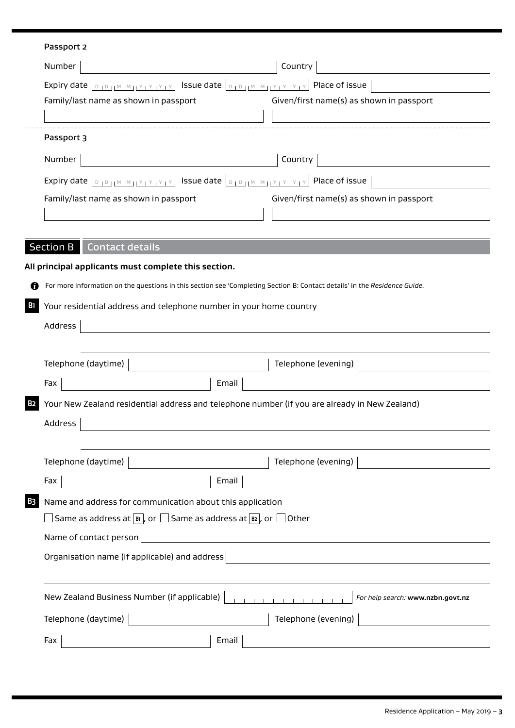### Passport 2

Number | Country

Expiry date D D M M Y Y Y Y Issue date D D M M Y Y Y Y Place of issue

Family/last name as shown in passport | Given/first name(s) as shown in passport

### Passport 3

Number | Country

Expiry date D D M M Y Y Y Y Issue date D D M M Y Y Y Y Place of issue

Family/last name as shown in passport | Given/first name(s) as shown in passport

## Section B Contact details

**All principal applicants must complete this section.**

For more information on the questions in this section see 'Completing Section B: Contact details' in the *Residence Guide*.

**B1** Your residential address and telephone number in your home country

Address

Telephone (daytime) | Telephone (evening)

Fax | Email

**B2** Your New Zealand residential address and telephone number (if you are already in New Zealand)

Address

Telephone (daytime) | Telephone (evening)

Fax | Email

**B3** Name and address for communication about this application

☐ Same as address at B1, or ☐ Same as address at B2, or ☐ Other

Name of contact person

Organisation name (if applicable) and address

New Zealand Business Number (if applicable) *For help search:* **www.nzbn.govt.nz**

Telephone (daytime) | Telephone (evening)

Fax | Email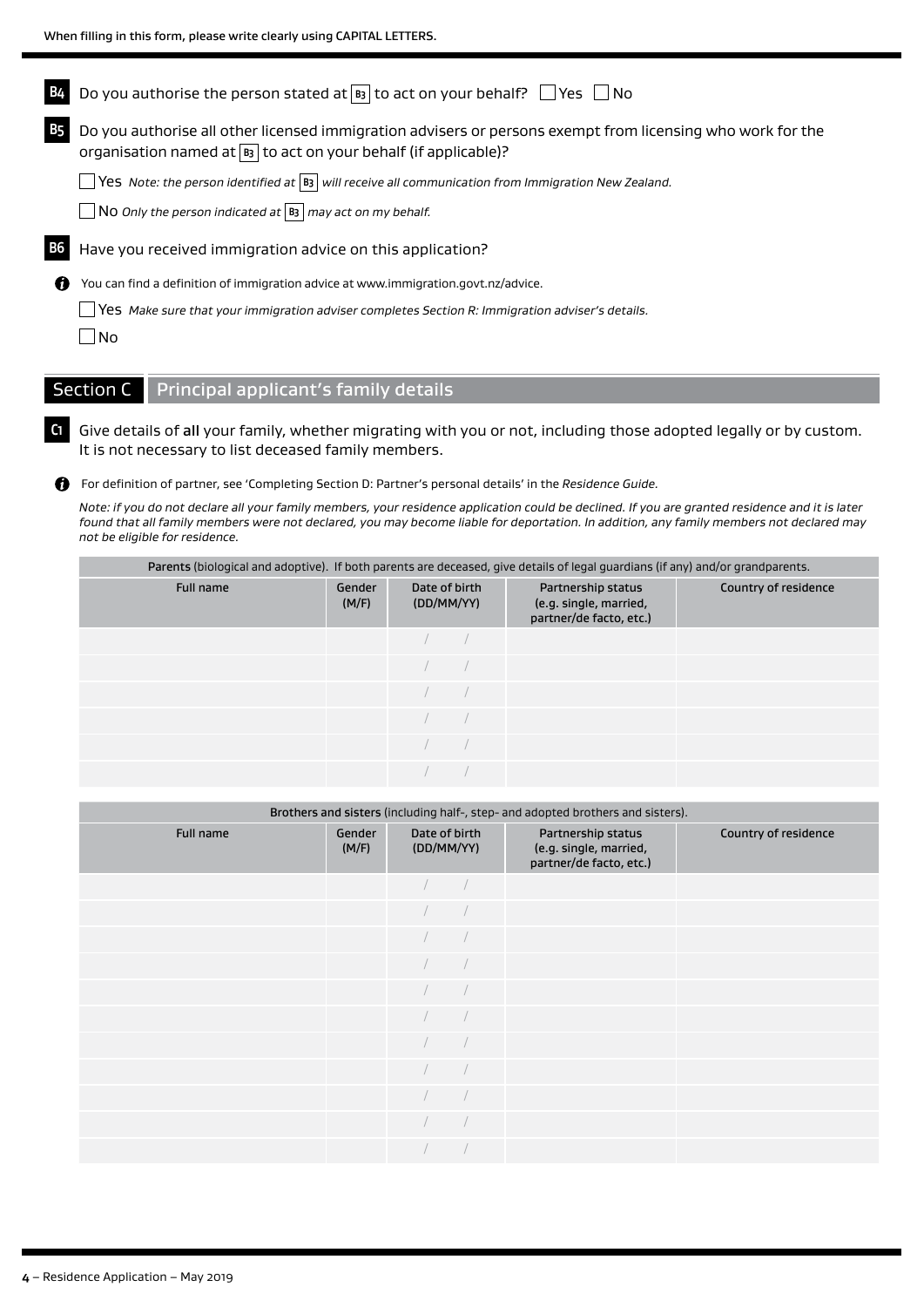When filling in this form, please write clearly using CAPITAL LETTERS.

**B4** Do you authorise the person stated at **B3** to act on your behalf? ☐ Yes ☐ No

**B5** Do you authorise all other licensed immigration advisers or persons exempt from licensing who work for the organisation named at **B3** to act on your behalf (if applicable)?

☐ Yes *Note: the person identified at* **B3** *will receive all communication from Immigration New Zealand.*

☐ No *Only the person indicated at* **B3** *may act on my behalf.*

**B6** Have you received immigration advice on this application?

ℹ You can find a definition of immigration advice at www.immigration.govt.nz/advice.

☐ Yes *Make sure that your immigration adviser completes Section R: Immigration adviser's details.*

☐ No

## Section C Principal applicant's family details

**C1** Give details of **all** your family, whether migrating with you or not, including those adopted legally or by custom. It is not necessary to list deceased family members.

ℹ For definition of partner, see 'Completing Section D: Partner's personal details' in the *Residence Guide.*

*Note: if you do not declare all your family members, your residence application could be declined. If you are granted residence and it is later found that all family members were not declared, you may become liable for deportation. In addition, any family members not declared may not be eligible for residence.*

| **Parents** (biological and adoptive). If both parents are deceased, give details of legal guardians (if any) and/or grandparents. | | | | |
|---|---|---|---|---|
| Full name | Gender (M/F) | Date of birth (DD/MM/YY) | Partnership status (e.g. single, married, partner/de facto, etc.) | Country of residence |
| | | / / | | |
| | | / / | | |
| | | / / | | |
| | | / / | | |
| | | / / | | |
| | | / / | | |

| **Brothers and sisters** (including half-, step- and adopted brothers and sisters). | | | | |
|---|---|---|---|---|
| Full name | Gender (M/F) | Date of birth (DD/MM/YY) | Partnership status (e.g. single, married, partner/de facto, etc.) | Country of residence |
| | | / / | | |
| | | / / | | |
| | | / / | | |
| | | / / | | |
| | | / / | | |
| | | / / | | |
| | | / / | | |
| | | / / | | |
| | | / / | | |
| | | / / | | |
| | | / / | | |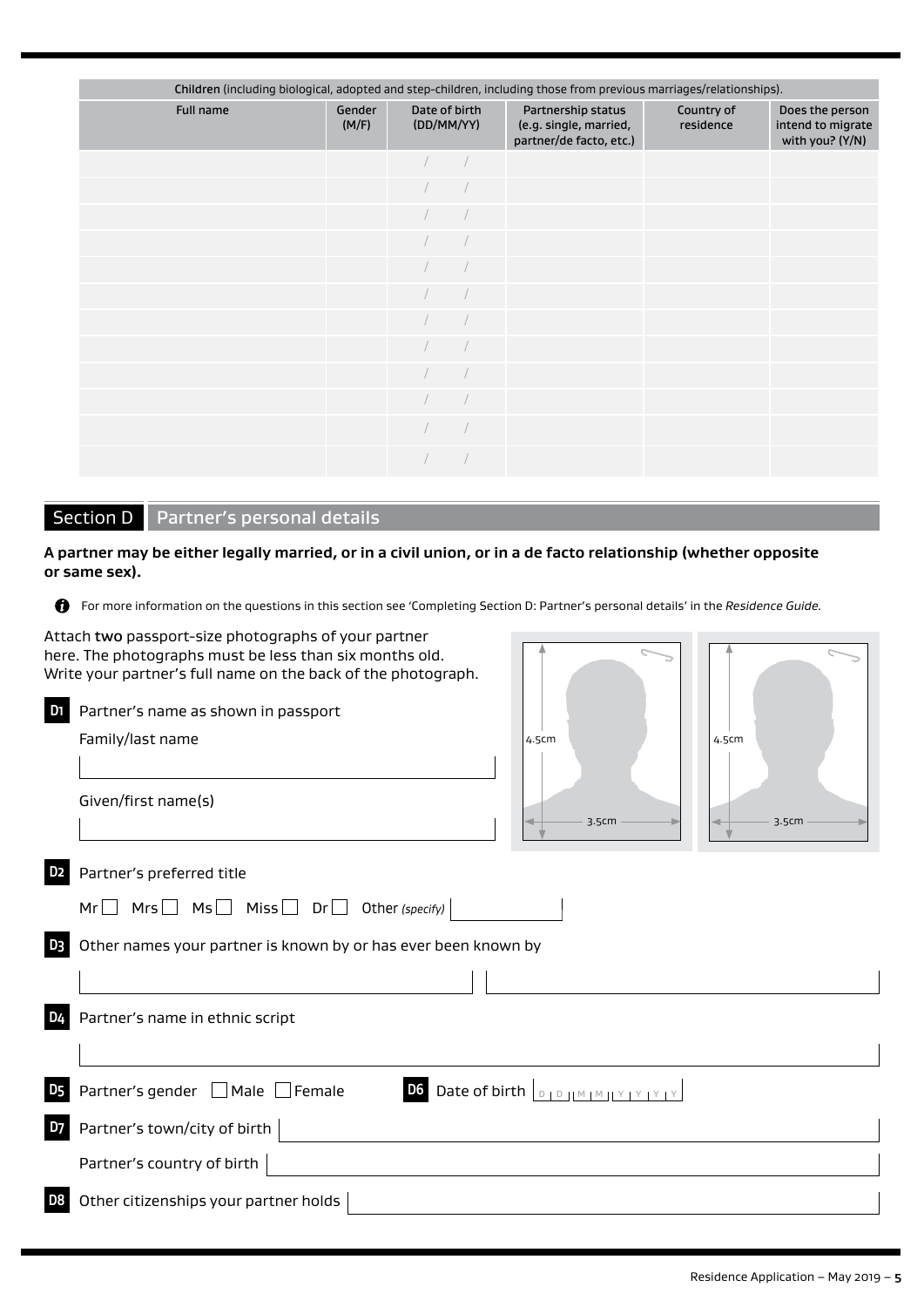| Children (including biological, adopted and step-children, including those from previous marriages/relationships). | | | | | |
|---|---|---|---|---|---|
| Full name | Gender (M/F) | Date of birth (DD/MM/YY) | Partnership status (e.g. single, married, partner/de facto, etc.) | Country of residence | Does the person intend to migrate with you? (Y/N) |
| | | / / | | | |
| | | / / | | | |
| | | / / | | | |
| | | / / | | | |
| | | / / | | | |
| | | / / | | | |
| | | / / | | | |
| | | / / | | | |
| | | / / | | | |
| | | / / | | | |
| | | / / | | | |
| | | / / | | | |

## Section D Partner's personal details

**A partner may be either legally married, or in a civil union, or in a de facto relationship (whether opposite or same sex).**

For more information on the questions in this section see 'Completing Section D: Partner's personal details' in the *Residence Guide.*

Attach two passport-size photographs of your partner here. The photographs must be less than six months old. Write your partner's full name on the back of the photograph.

4.5cm × 3.5cm | 4.5cm × 3.5cm

**D1** Partner's name as shown in passport

Family/last name

Given/first name(s)

**D2** Partner's preferred title

Mr ☐ Mrs ☐ Ms ☐ Miss ☐ Dr ☐ Other *(specify)*

**D3** Other names your partner is known by or has ever been known by

**D4** Partner's name in ethnic script

**D5** Partner's gender ☐ Male ☐ Female

**D6** Date of birth D D M M Y Y Y Y

**D7** Partner's town/city of birth

Partner's country of birth

**D8** Other citizenships your partner holds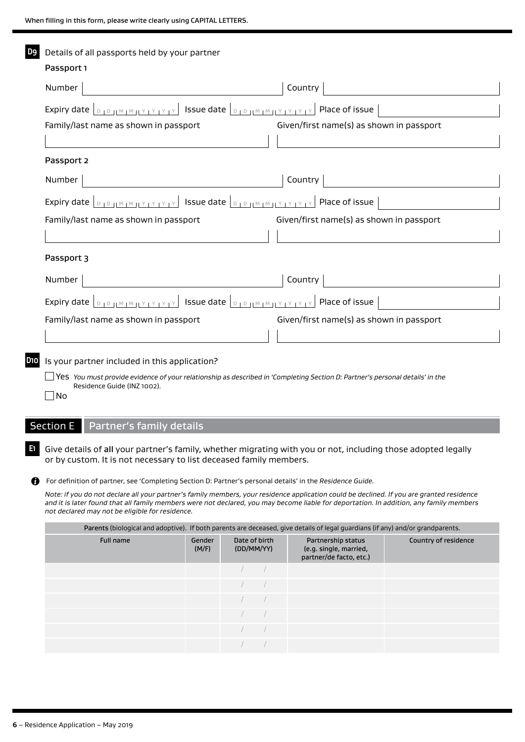When filling in this form, please write clearly using CAPITAL LETTERS.

**D9** Details of all passports held by your partner

**Passport 1**

Number | Country

Expiry date DD MM YYYY | Issue date DD MM YYYY | Place of issue

Family/last name as shown in passport | Given/first name(s) as shown in passport

**Passport 2**

Number | Country

Expiry date DD MM YYYY | Issue date DD MM YYYY | Place of issue

Family/last name as shown in passport | Given/first name(s) as shown in passport

**Passport 3**

Number | Country

Expiry date DD MM YYYY | Issue date DD MM YYYY | Place of issue

Family/last name as shown in passport | Given/first name(s) as shown in passport

**D10** Is your partner included in this application?

☐ Yes *You must provide evidence of your relationship as described in 'Completing Section D: Partner's personal details' in the* Residence Guide (INZ 1002).

☐ No

## Section E Partner's family details

**E1** Give details of **all** your partner's family, whether migrating with you or not, including those adopted legally or by custom. It is not necessary to list deceased family members.

For definition of partner, see 'Completing Section D: Partner's personal details' in the *Residence Guide*.

*Note: if you do not declare all your partner's family members, your residence application could be declined. If you are granted residence and it is later found that all family members were not declared, you may become liable for deportation. In addition, any family members not declared may not be eligible for residence.*

| Parents (biological and adoptive). If both parents are deceased, give details of legal guardians (if any) and/or grandparents. | | | | |
|---|---|---|---|---|
| Full name | Gender (M/F) | Date of birth (DD/MM/YY) | Partnership status (e.g. single, married, partner/de facto, etc.) | Country of residence |
| | | / / | | |
| | | / / | | |
| | | / / | | |
| | | / / | | |
| | | / / | | |
| | | / / | | |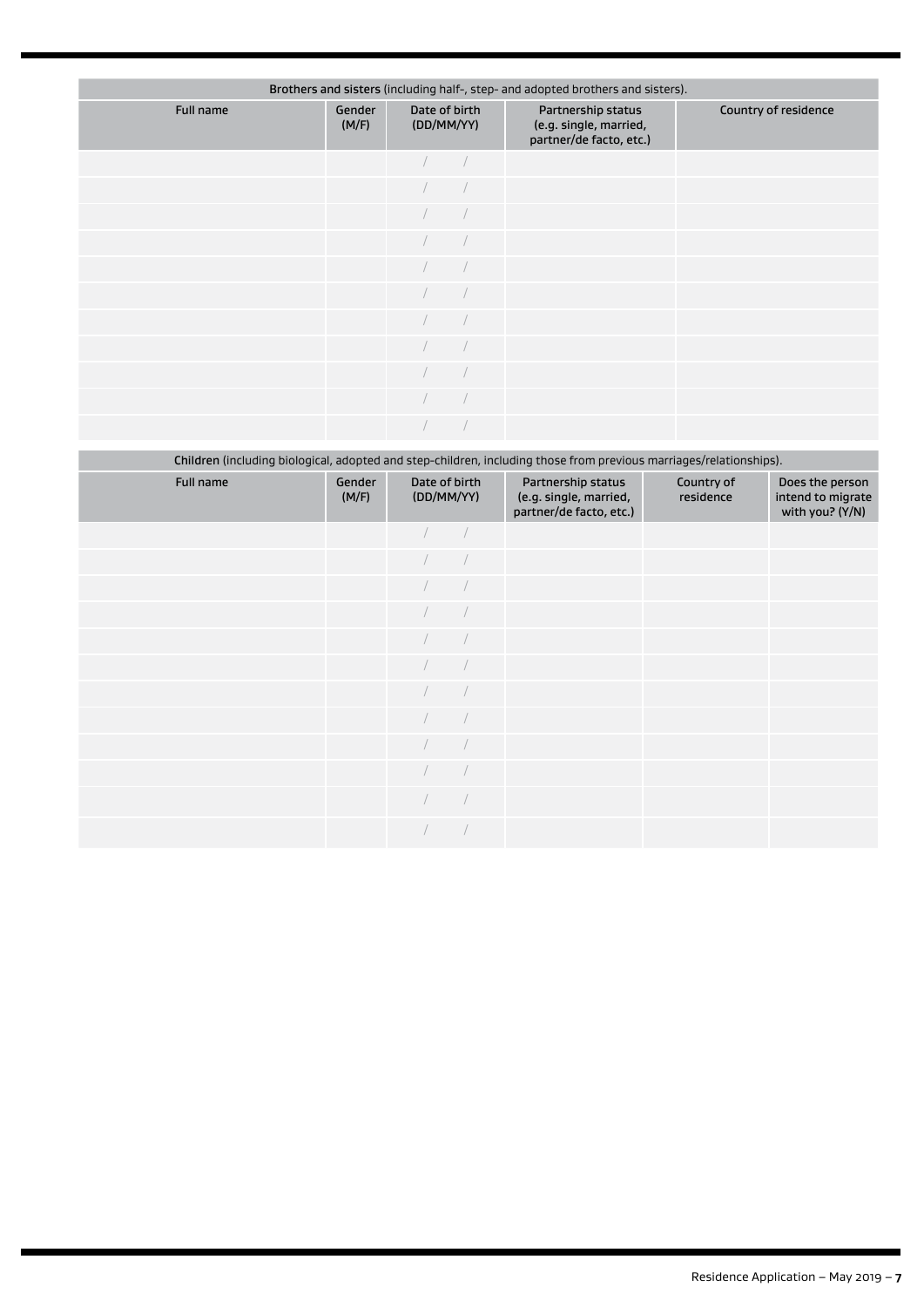**Brothers and sisters** (including half-, step- and adopted brothers and sisters).

| Full name | Gender (M/F) | Date of birth (DD/MM/YY) | Partnership status (e.g. single, married, partner/de facto, etc.) | Country of residence |
|---|---|---|---|---|
| | | / / | | |
| | | / / | | |
| | | / / | | |
| | | / / | | |
| | | / / | | |
| | | / / | | |
| | | / / | | |
| | | / / | | |
| | | / / | | |
| | | / / | | |
| | | / / | | |

**Children** (including biological, adopted and step-children, including those from previous marriages/relationships).

| Full name | Gender (M/F) | Date of birth (DD/MM/YY) | Partnership status (e.g. single, married, partner/de facto, etc.) | Country of residence | Does the person intend to migrate with you? (Y/N) |
|---|---|---|---|---|---|
| | | / / | | | |
| | | / / | | | |
| | | / / | | | |
| | | / / | | | |
| | | / / | | | |
| | | / / | | | |
| | | / / | | | |
| | | / / | | | |
| | | / / | | | |
| | | / / | | | |
| | | / / | | | |
| | | / / | | | |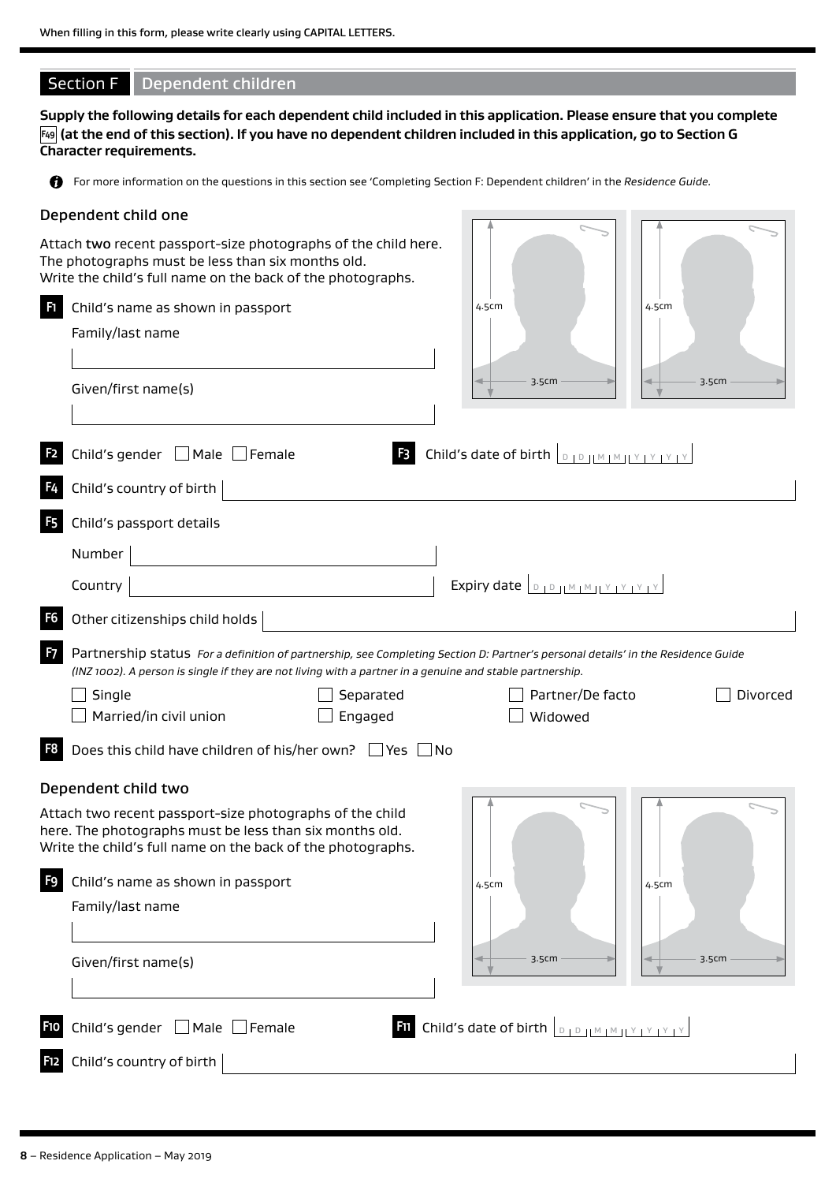When filling in this form, please write clearly using CAPITAL LETTERS.

## Section F Dependent children

**Supply the following details for each dependent child included in this application. Please ensure that you complete F49 (at the end of this section). If you have no dependent children included in this application, go to Section G Character requirements.**

For more information on the questions in this section see 'Completing Section F: Dependent children' in the *Residence Guide*.

### Dependent child one

Attach **two** recent passport-size photographs of the child here. The photographs must be less than six months old. Write the child's full name on the back of the photographs.

4.5cm 3.5cm 4.5cm 3.5cm

**F1** Child's name as shown in passport

Family/last name

Given/first name(s)

**F2** Child's gender ☐ Male ☐ Female

**F3** Child's date of birth D D M M Y Y Y Y

**F4** Child's country of birth

**F5** Child's passport details

Number

Country

Expiry date D D M M Y Y Y Y

**F6** Other citizenships child holds

**F7** Partnership status *For a definition of partnership, see Completing Section D: Partner's personal details' in the Residence Guide (INZ 1002). A person is single if they are not living with a partner in a genuine and stable partnership.*

☐ Single ☐ Separated ☐ Partner/De facto ☐ Divorced
☐ Married/in civil union ☐ Engaged ☐ Widowed

**F8** Does this child have children of his/her own? ☐ Yes ☐ No

### Dependent child two

Attach two recent passport-size photographs of the child here. The photographs must be less than six months old. Write the child's full name on the back of the photographs.

4.5cm 3.5cm 4.5cm 3.5cm

**F9** Child's name as shown in passport

Family/last name

Given/first name(s)

**F10** Child's gender ☐ Male ☐ Female

**F11** Child's date of birth D D M M Y Y Y Y

**F12** Child's country of birth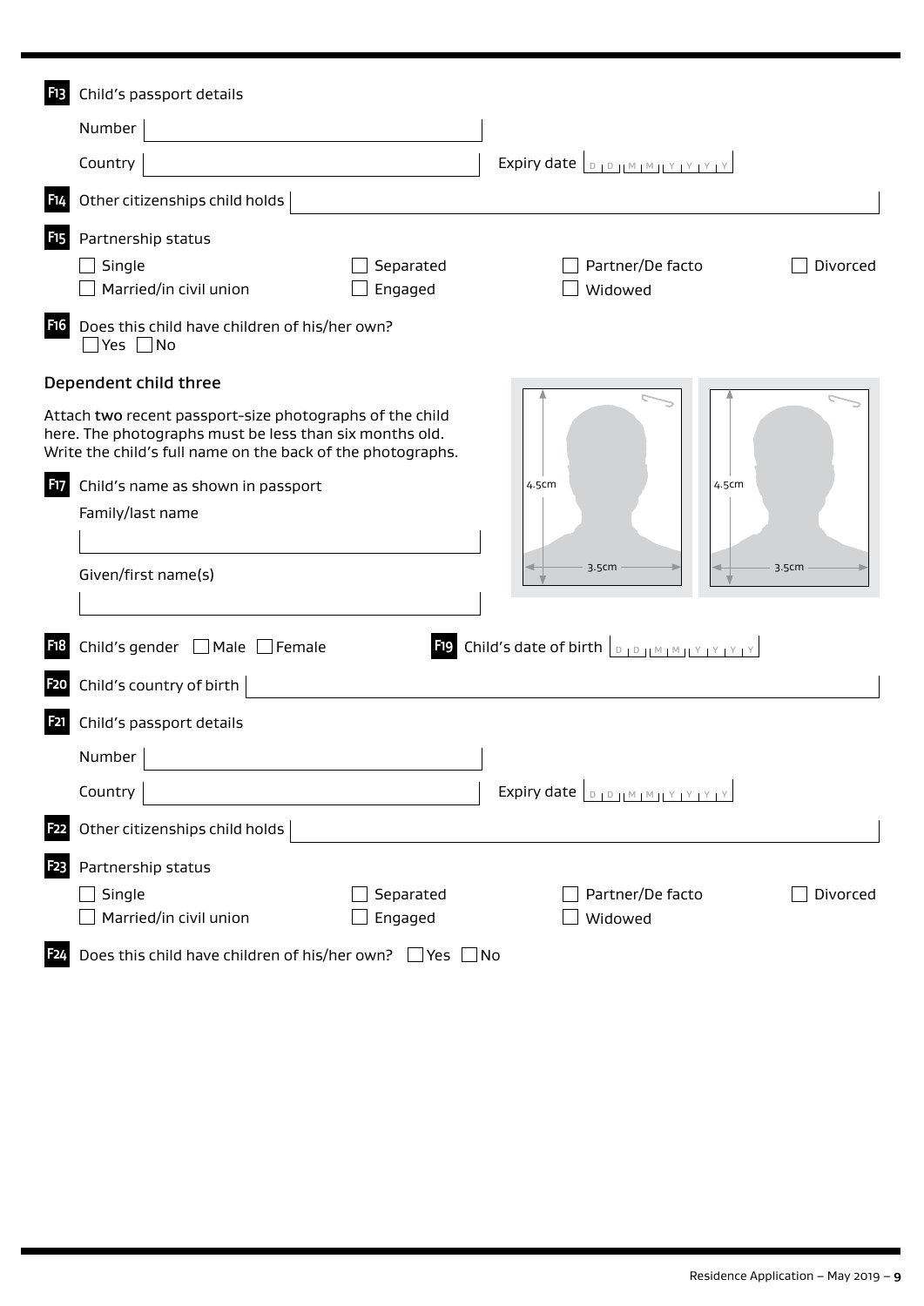**F13** Child's passport details

Number

Country

Expiry date D D M M Y Y Y Y

**F14** Other citizenships child holds

**F15** Partnership status

☐ Single ☐ Separated ☐ Partner/De facto ☐ Divorced

☐ Married/in civil union ☐ Engaged ☐ Widowed

**F16** Does this child have children of his/her own?

☐ Yes ☐ No

## Dependent child three

Attach **two** recent passport-size photographs of the child here. The photographs must be less than six months old. Write the child's full name on the back of the photographs.

4.5cm 3.5cm

4.5cm 3.5cm

**F17** Child's name as shown in passport

Family/last name

Given/first name(s)

**F18** Child's gender ☐ Male ☐ Female

**F19** Child's date of birth D D M M Y Y Y Y

**F20** Child's country of birth

**F21** Child's passport details

Number

Country

Expiry date D D M M Y Y Y Y

**F22** Other citizenships child holds

**F23** Partnership status

☐ Single ☐ Separated ☐ Partner/De facto ☐ Divorced

☐ Married/in civil union ☐ Engaged ☐ Widowed

**F24** Does this child have children of his/her own? ☐ Yes ☐ No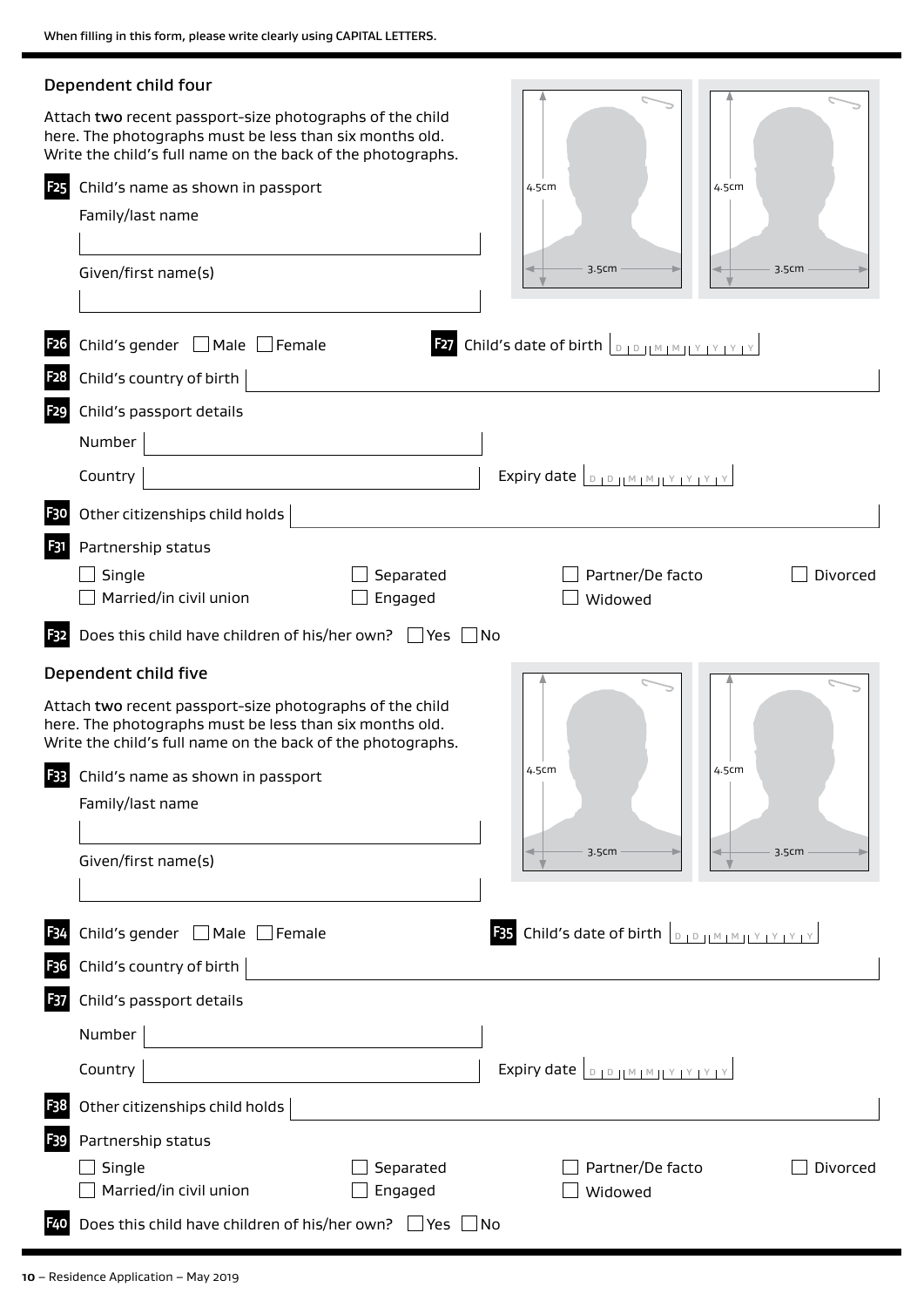When filling in this form, please write clearly using CAPITAL LETTERS.

## Dependent child four

Attach **two** recent passport-size photographs of the child here. The photographs must be less than six months old. Write the child's full name on the back of the photographs.

4.5cm 3.5cm 4.5cm 3.5cm

**F25** Child's name as shown in passport

Family/last name

Given/first name(s)

**F26** Child's gender ☐ Male ☐ Female

**F27** Child's date of birth D D M M Y Y Y Y

**F28** Child's country of birth

**F29** Child's passport details

Number

Country

Expiry date D D M M Y Y Y Y

**F30** Other citizenships child holds

**F31** Partnership status

☐ Single ☐ Separated ☐ Partner/De facto ☐ Divorced

☐ Married/in civil union ☐ Engaged ☐ Widowed

**F32** Does this child have children of his/her own? ☐ Yes ☐ No

## Dependent child five

Attach **two** recent passport-size photographs of the child here. The photographs must be less than six months old. Write the child's full name on the back of the photographs.

4.5cm 3.5cm 4.5cm 3.5cm

**F33** Child's name as shown in passport

Family/last name

Given/first name(s)

**F34** Child's gender ☐ Male ☐ Female

**F35** Child's date of birth D D M M Y Y Y Y

**F36** Child's country of birth

**F37** Child's passport details

Number

Country

Expiry date D D M M Y Y Y Y

**F38** Other citizenships child holds

**F39** Partnership status

☐ Single ☐ Separated ☐ Partner/De facto ☐ Divorced

☐ Married/in civil union ☐ Engaged ☐ Widowed

**F40** Does this child have children of his/her own? ☐ Yes ☐ No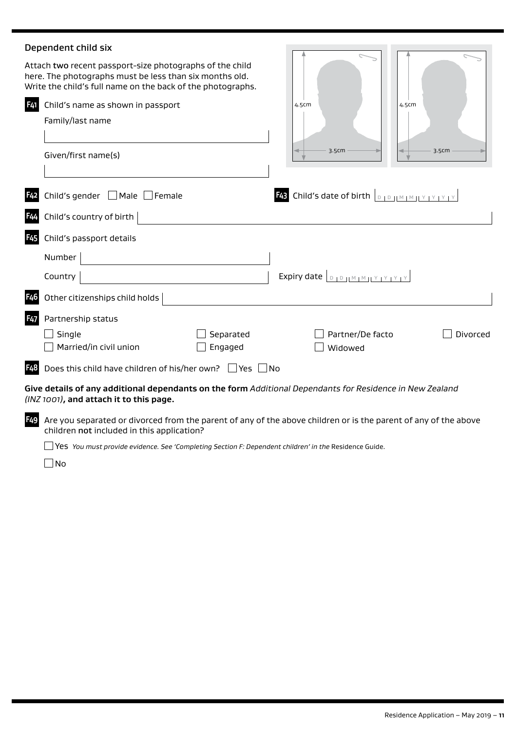## Dependent child six

Attach **two** recent passport-size photographs of the child here. The photographs must be less than six months old. Write the child's full name on the back of the photographs.

4.5cm 3.5cm

4.5cm 3.5cm

**F41** Child's name as shown in passport

Family/last name

Given/first name(s)

**F42** Child's gender ☐ Male ☐ Female

**F43** Child's date of birth D D M M Y Y Y Y

**F44** Child's country of birth

**F45** Child's passport details

Number

Country

Expiry date D D M M Y Y Y Y

**F46** Other citizenships child holds

**F47** Partnership status

☐ Single ☐ Separated ☐ Partner/De facto ☐ Divorced

☐ Married/in civil union ☐ Engaged ☐ Widowed

**F48** Does this child have children of his/her own? ☐ Yes ☐ No

**Give details of any additional dependants on the form** *Additional Dependants for Residence in New Zealand (INZ 1001)*, **and attach it to this page.**

**F49** Are you separated or divorced from the parent of any of the above children or is the parent of any of the above children **not** included in this application?

☐ Yes *You must provide evidence. See 'Completing Section F: Dependent children' in the* Residence Guide.

☐ No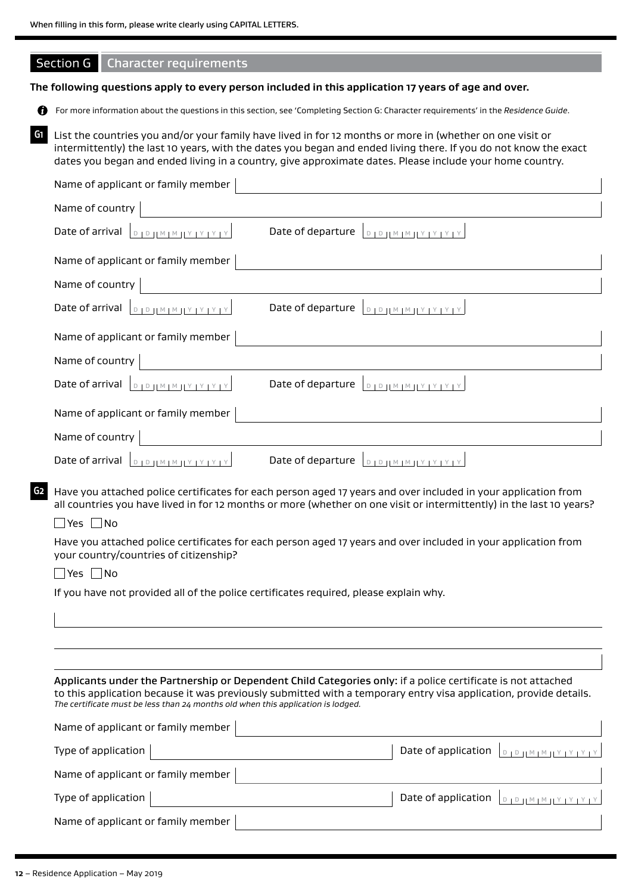When filling in this form, please write clearly using CAPITAL LETTERS.

## Section G Character requirements

**The following questions apply to every person included in this application 17 years of age and over.**

For more information about the questions in this section, see 'Completing Section G: Character requirements' in the *Residence Guide*.

**G1** List the countries you and/or your family have lived in for 12 months or more in (whether on one visit or intermittently) the last 10 years, with the dates you began and ended living there. If you do not know the exact dates you began and ended living in a country, give approximate dates. Please include your home country.

Name of applicant or family member

Name of country

Date of arrival DD MM YYYY Date of departure DD MM YYYY

Name of applicant or family member

Name of country

Date of arrival DD MM YYYY Date of departure DD MM YYYY

Name of applicant or family member

Name of country

Date of arrival DD MM YYYY Date of departure DD MM YYYY

Name of applicant or family member

Name of country

Date of arrival DD MM YYYY Date of departure DD MM YYYY

**G2** Have you attached police certificates for each person aged 17 years and over included in your application from all countries you have lived in for 12 months or more (whether on one visit or intermittently) in the last 10 years?

☐ Yes ☐ No

Have you attached police certificates for each person aged 17 years and over included in your application from your country/countries of citizenship?

☐ Yes ☐ No

If you have not provided all of the police certificates required, please explain why.

Applicants under the Partnership or Dependent Child Categories only: if a police certificate is not attached to this application because it was previously submitted with a temporary entry visa application, provide details. *The certificate must be less than 24 months old when this application is lodged.*

Name of applicant or family member

Type of application Date of application DD MM YYYY

Name of applicant or family member

Type of application Date of application DD MM YYYY

Name of applicant or family member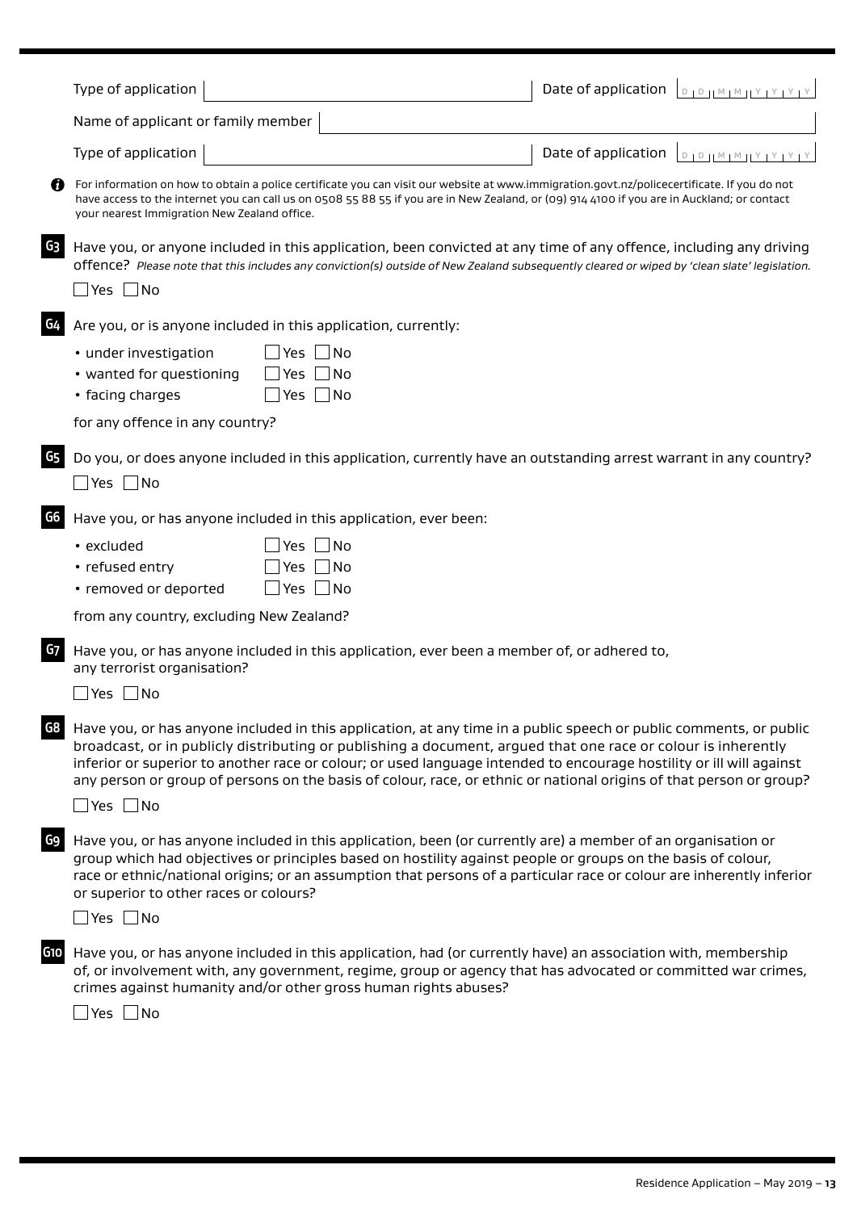Type of application | | Date of application DD MM YYYY

Name of application or family member |

Type of application | | Date of application DD MM YYYY

For information on how to obtain a police certificate you can visit our website at www.immigration.govt.nz/policecertificate. If you do not have access to the internet you can call us on 0508 55 88 55 if you are in New Zealand, or (09) 914 4100 if you are in Auckland; or contact your nearest Immigration New Zealand office.

**G3** Have you, or anyone included in this application, been convicted at any time of any offence, including any driving offence? *Please note that this includes any conviction(s) outside of New Zealand subsequently cleared or wiped by 'clean slate' legislation.*

☐ Yes ☐ No

**G4** Are you, or is anyone included in this application, currently:

- under investigation ☐ Yes ☐ No
- wanted for questioning ☐ Yes ☐ No
- facing charges ☐ Yes ☐ No

for any offence in any country?

**G5** Do you, or does anyone included in this application, currently have an outstanding arrest warrant in any country?

☐ Yes ☐ No

**G6** Have you, or has anyone included in this application, ever been:

- excluded ☐ Yes ☐ No
- refused entry ☐ Yes ☐ No
- removed or deported ☐ Yes ☐ No

from any country, excluding New Zealand?

**G7** Have you, or has anyone included in this application, ever been a member of, or adhered to, any terrorist organisation?

☐ Yes ☐ No

**G8** Have you, or has anyone included in this application, at any time in a public speech or public comments, or public broadcast, or in publicly distributing or publishing a document, argued that one race or colour is inherently inferior or superior to another race or colour; or used language intended to encourage hostility or ill will against any person or group of persons on the basis of colour, race, or ethnic or national origins of that person or group?

☐ Yes ☐ No

**G9** Have you, or has anyone included in this application, been (or currently are) a member of an organisation or group which had objectives or principles based on hostility against people or groups on the basis of colour, race or ethnic/national origins; or an assumption that persons of a particular race or colour are inherently inferior or superior to other races or colours?

☐ Yes ☐ No

**G10** Have you, or has anyone included in this application, had (or currently have) an association with, membership of, or involvement with, any government, regime, group or agency that has advocated or committed war crimes, crimes against humanity and/or other gross human rights abuses?

☐ Yes ☐ No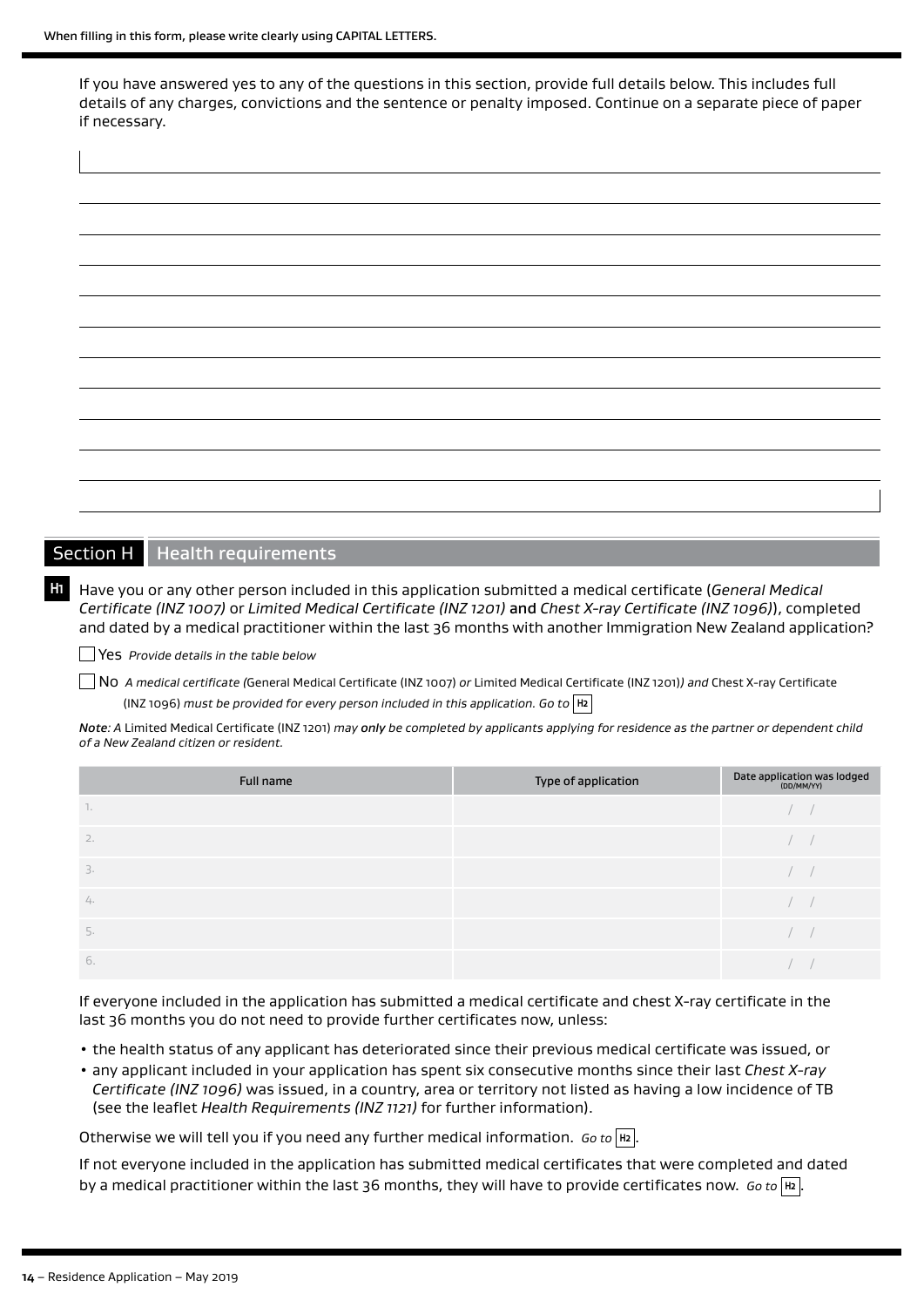If you have answered yes to any of the questions in this section, provide full details below. This includes full details of any charges, convictions and the sentence or penalty imposed. Continue on a separate piece of paper if necessary.

## Section H Health requirements

**H1** Have you or any other person included in this application submitted a medical certificate (*General Medical Certificate (INZ 1007)* or *Limited Medical Certificate (INZ 1201)* and *Chest X-ray Certificate (INZ 1096)*), completed and dated by a medical practitioner within the last 36 months with another Immigration New Zealand application?

☐ Yes *Provide details in the table below*

☐ No *A medical certificate (*General Medical Certificate (INZ 1007) *or* Limited Medical Certificate (INZ 1201)*) and* Chest X-ray Certificate (INZ 1096) *must be provided for every person included in this application. Go to* **H2**

*Note: A* Limited Medical Certificate (INZ 1201) *may* ***only*** *be completed by applicants applying for residence as the partner or dependent child of a New Zealand citizen or resident.*

| Full name | Type of application | Date application was lodged (DD/MM/YY) |
|---|---|---|
| 1. | | / / |
| 2. | | / / |
| 3. | | / / |
| 4. | | / / |
| 5. | | / / |
| 6. | | / / |

If everyone included in the application has submitted a medical certificate and chest X-ray certificate in the last 36 months you do not need to provide further certificates now, unless:

- the health status of any applicant has deteriorated since their previous medical certificate was issued, or
- any applicant included in your application has spent six consecutive months since their last *Chest X-ray Certificate (INZ 1096)* was issued, in a country, area or territory not listed as having a low incidence of TB (see the leaflet *Health Requirements (INZ 1121)* for further information).

Otherwise we will tell you if you need any further medical information. *Go to* **H2**.

If not everyone included in the application has submitted medical certificates that were completed and dated by a medical practitioner within the last 36 months, they will have to provide certificates now. *Go to* **H2**.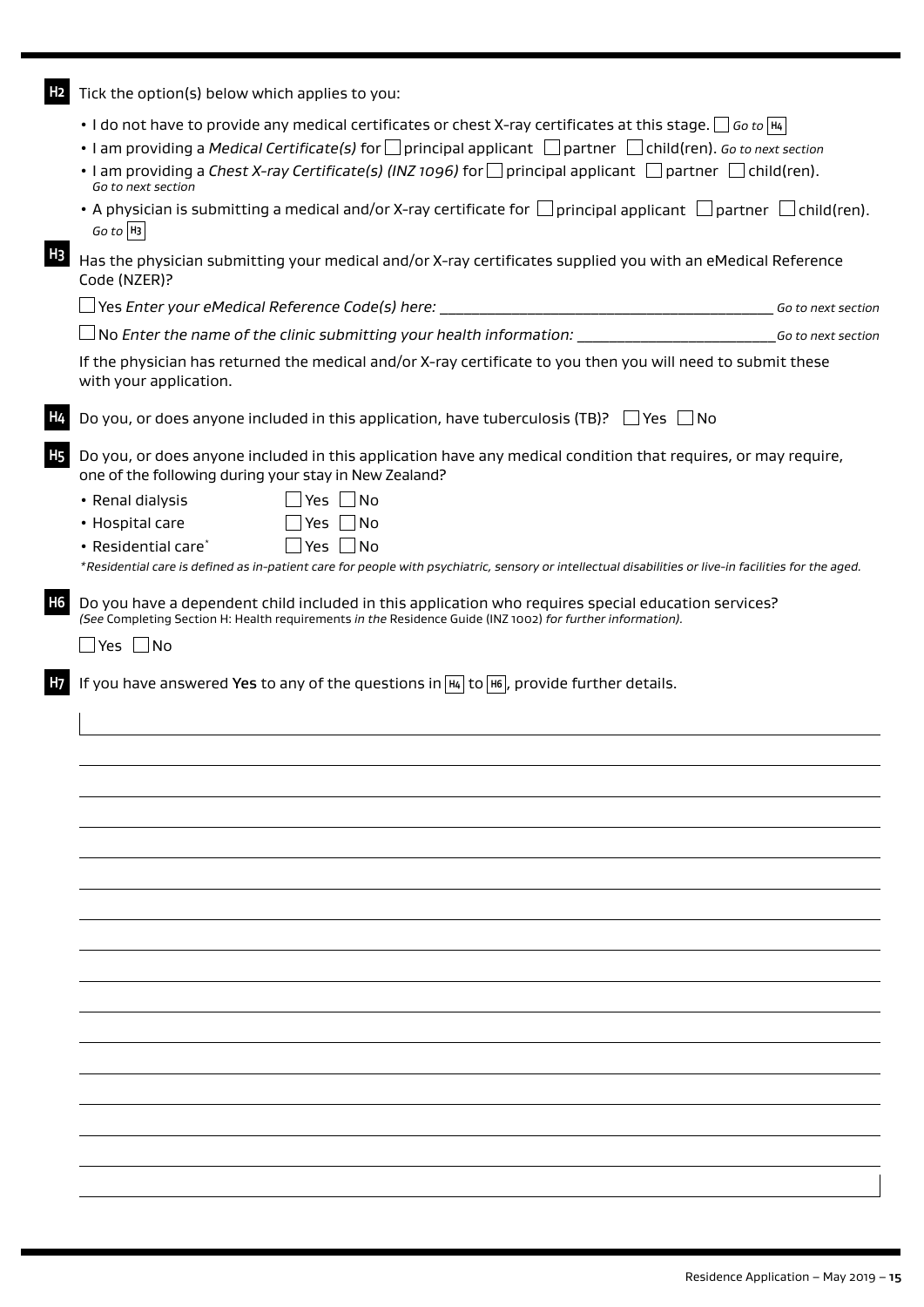**H2** Tick the option(s) below which applies to you:

- I do not have to provide any medical certificates or chest X-ray certificates at this stage. ☐ *Go to* **H4**
- I am providing a *Medical Certificate(s)* for ☐ principal applicant ☐ partner ☐ child(ren). *Go to next section*
- I am providing a *Chest X-ray Certificate(s) (INZ 1096)* for ☐ principal applicant ☐ partner ☐ child(ren). *Go to next section*
- A physician is submitting a medical and/or X-ray certificate for ☐ principal applicant ☐ partner ☐ child(ren). *Go to* **H3**

**H3** Has the physician submitting your medical and/or X-ray certificates supplied you with an eMedical Reference Code (NZER)?

☐ Yes *Enter your eMedical Reference Code(s) here:* ________________________________ *Go to next section*

☐ No *Enter the name of the clinic submitting your health information:* ____________________ *Go to next section*

If the physician has returned the medical and/or X-ray certificate to you then you will need to submit these with your application.

**H4** Do you, or does anyone included in this application, have tuberculosis (TB)? ☐ Yes ☐ No

**H5** Do you, or does anyone included in this application have any medical condition that requires, or may require, one of the following during your stay in New Zealand?

- Renal dialysis ☐ Yes ☐ No
- Hospital care ☐ Yes ☐ No
- Residential care* ☐ Yes ☐ No

*\*Residential care is defined as in-patient care for people with psychiatric, sensory or intellectual disabilities or live-in facilities for the aged.*

**H6** Do you have a dependent child included in this application who requires special education services?
*(See* Completing Section H: Health requirements *in the* Residence Guide (INZ 1002) *for further information).*

☐ Yes ☐ No

**H7** If you have answered **Yes** to any of the questions in **H4** to **H6**, provide further details.

_______________________________________________

_______________________________________________

_______________________________________________

_______________________________________________

_______________________________________________

_______________________________________________

_______________________________________________

_______________________________________________

_______________________________________________

_______________________________________________

_______________________________________________

_______________________________________________

_______________________________________________

_______________________________________________

_______________________________________________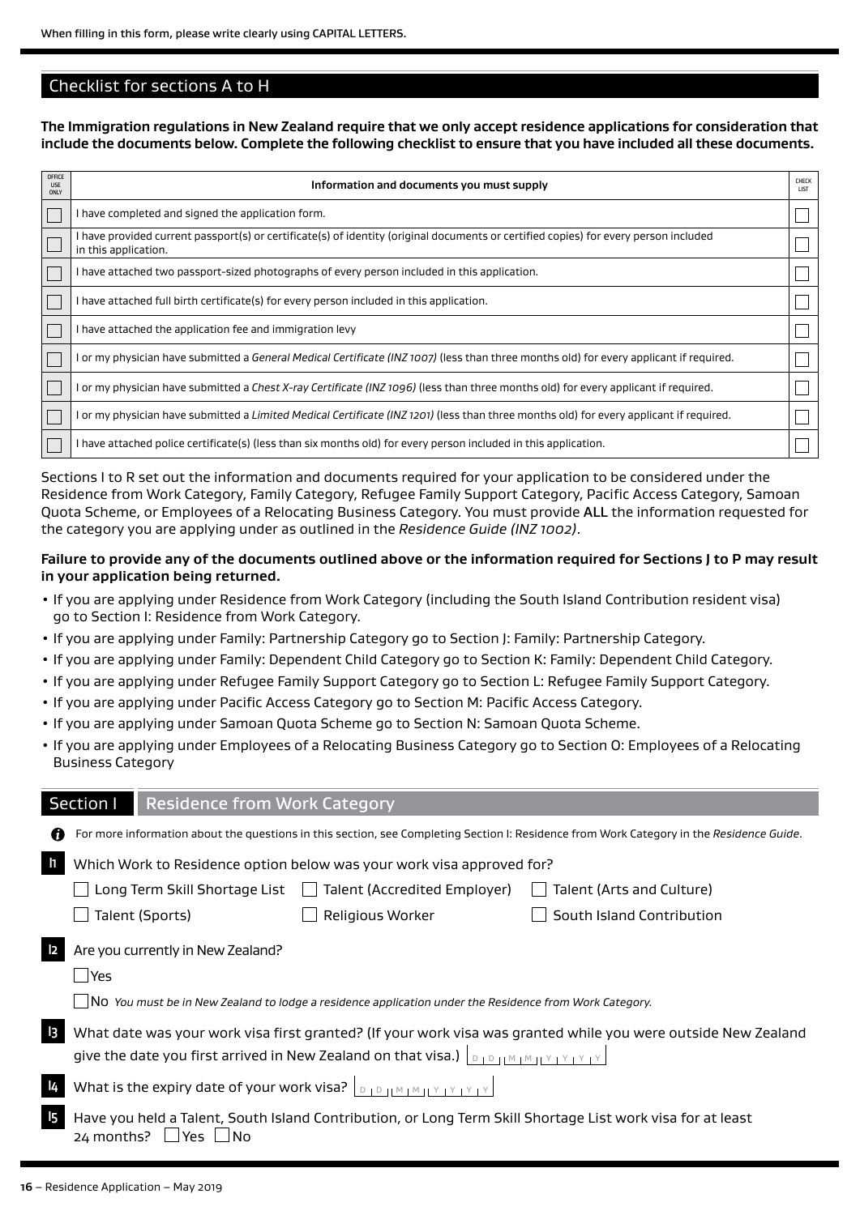When filling in this form, please write clearly using CAPITAL LETTERS.

## Checklist for sections A to H

**The Immigration regulations in New Zealand require that we only accept residence applications for consideration that include the documents below. Complete the following checklist to ensure that you have included all these documents.**

| OFFICE USE ONLY | Information and documents you must supply | CHECK LIST |
|---|---|---|
| ☐ | I have completed and signed the application form. | ☐ |
| ☐ | I have provided current passport(s) or certificate(s) of identity (original documents or certified copies) for every person included in this application. | ☐ |
| ☐ | I have attached two passport-sized photographs of every person included in this application. | ☐ |
| ☐ | I have attached full birth certificate(s) for every person included in this application. | ☐ |
| ☐ | I have attached the application fee and immigration levy | ☐ |
| ☐ | I or my physician have submitted a *General Medical Certificate (INZ 1007)* (less than three months old) for every applicant if required. | ☐ |
| ☐ | I or my physician have submitted a *Chest X-ray Certificate (INZ 1096)* (less than three months old) for every applicant if required. | ☐ |
| ☐ | I or my physician have submitted a *Limited Medical Certificate (INZ 1201)* (less than three months old) for every applicant if required. | ☐ |
| ☐ | I have attached police certificate(s) (less than six months old) for every person included in this application. | ☐ |

Sections I to R set out the information and documents required for your application to be considered under the Residence from Work Category, Family Category, Refugee Family Support Category, Pacific Access Category, Samoan Quota Scheme, or Employees of a Relocating Business Category. You must provide **ALL** the information requested for the category you are applying under as outlined in the *Residence Guide (INZ 1002)*.

**Failure to provide any of the documents outlined above or the information required for Sections J to P may result in your application being returned.**

- If you are applying under Residence from Work Category (including the South Island Contribution resident visa) go to Section I: Residence from Work Category.
- If you are applying under Family: Partnership Category go to Section J: Family: Partnership Category.
- If you are applying under Family: Dependent Child Category go to Section K: Family: Dependent Child Category.
- If you are applying under Refugee Family Support Category go to Section L: Refugee Family Support Category.
- If you are applying under Pacific Access Category go to Section M: Pacific Access Category.
- If you are applying under Samoan Quota Scheme go to Section N: Samoan Quota Scheme.
- If you are applying under Employees of a Relocating Business Category go to Section O: Employees of a Relocating Business Category

## Section I Residence from Work Category

For more information about the questions in this section, see Completing Section I: Residence from Work Category in the *Residence Guide*.

**I1** Which Work to Residence option below was your work visa approved for?

☐ Long Term Skill Shortage List ☐ Talent (Accredited Employer) ☐ Talent (Arts and Culture)
☐ Talent (Sports) ☐ Religious Worker ☐ South Island Contribution

**I2** Are you currently in New Zealand?

☐ Yes

☐ No *You must be in New Zealand to lodge a residence application under the Residence from Work Category.*

**I3** What date was your work visa first granted? (If your work visa was granted while you were outside New Zealand give the date you first arrived in New Zealand on that visa.) D D M M Y Y Y Y

**I4** What is the expiry date of your work visa? D D M M Y Y Y Y

**I5** Have you held a Talent, South Island Contribution, or Long Term Skill Shortage List work visa for at least 24 months? ☐ Yes ☐ No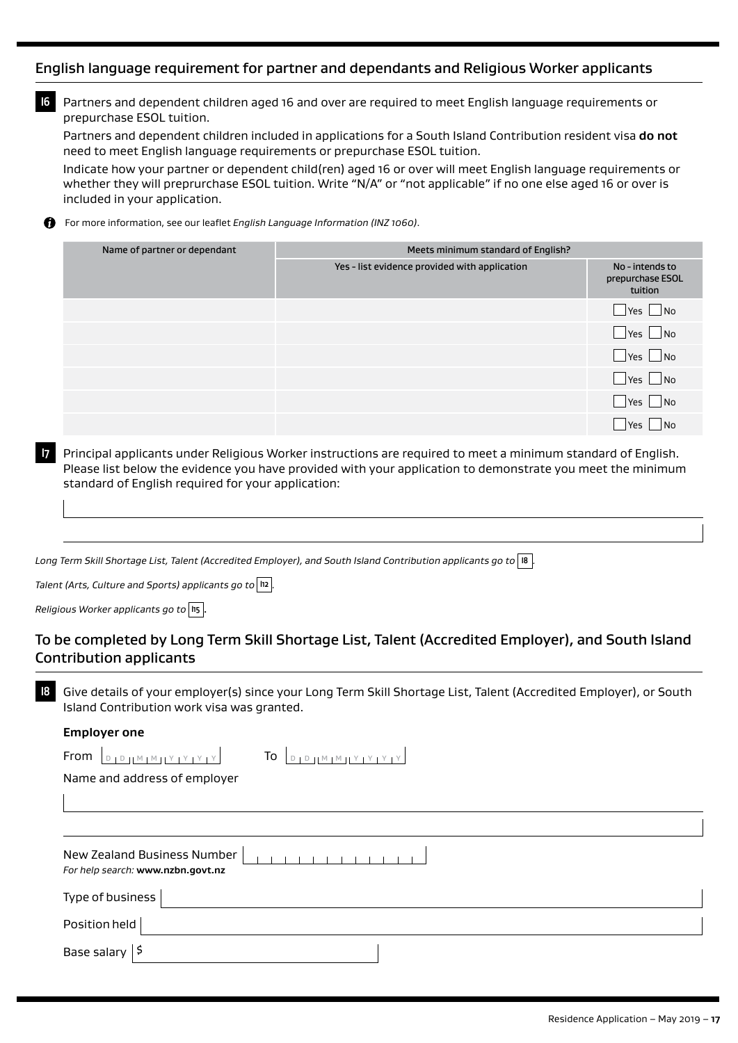## English language requirement for partner and dependants and Religious Worker applicants

**I6** Partners and dependent children aged 16 and over are required to meet English language requirements or prepurchase ESOL tuition.

Partners and dependent children included in applications for a South Island Contribution resident visa **do not** need to meet English language requirements or prepurchase ESOL tuition.

Indicate how your partner or dependent child(ren) aged 16 or over will meet English language requirements or whether they will preprurchase ESOL tuition. Write "N/A" or "not applicable" if no one else aged 16 or over is included in your application.

For more information, see our leaflet *English Language Information (INZ 1060)*.

| Name of partner or dependant | Meets minimum standard of English? | |
|---|---|---|
| | Yes - list evidence provided with application | No - intends to prepurchase ESOL tuition |
| | | ☐ Yes ☐ No |
| | | ☐ Yes ☐ No |
| | | ☐ Yes ☐ No |
| | | ☐ Yes ☐ No |
| | | ☐ Yes ☐ No |
| | | ☐ Yes ☐ No |

**I7** Principal applicants under Religious Worker instructions are required to meet a minimum standard of English. Please list below the evidence you have provided with your application to demonstrate you meet the minimum standard of English required for your application:

*Long Term Skill Shortage List, Talent (Accredited Employer), and South Island Contribution applicants go to* **I8**.

*Talent (Arts, Culture and Sports) applicants go to* **I12**.

*Religious Worker applicants go to* **I15**.

## To be completed by Long Term Skill Shortage List, Talent (Accredited Employer), and South Island Contribution applicants

**I8** Give details of your employer(s) since your Long Term Skill Shortage List, Talent (Accredited Employer), or South Island Contribution work visa was granted.

**Employer one**

From DD MM YYYY To DD MM YYYY

Name and address of employer

New Zealand Business Number

*For help search:* **www.nzbn.govt.nz**

Type of business

Position held

Base salary $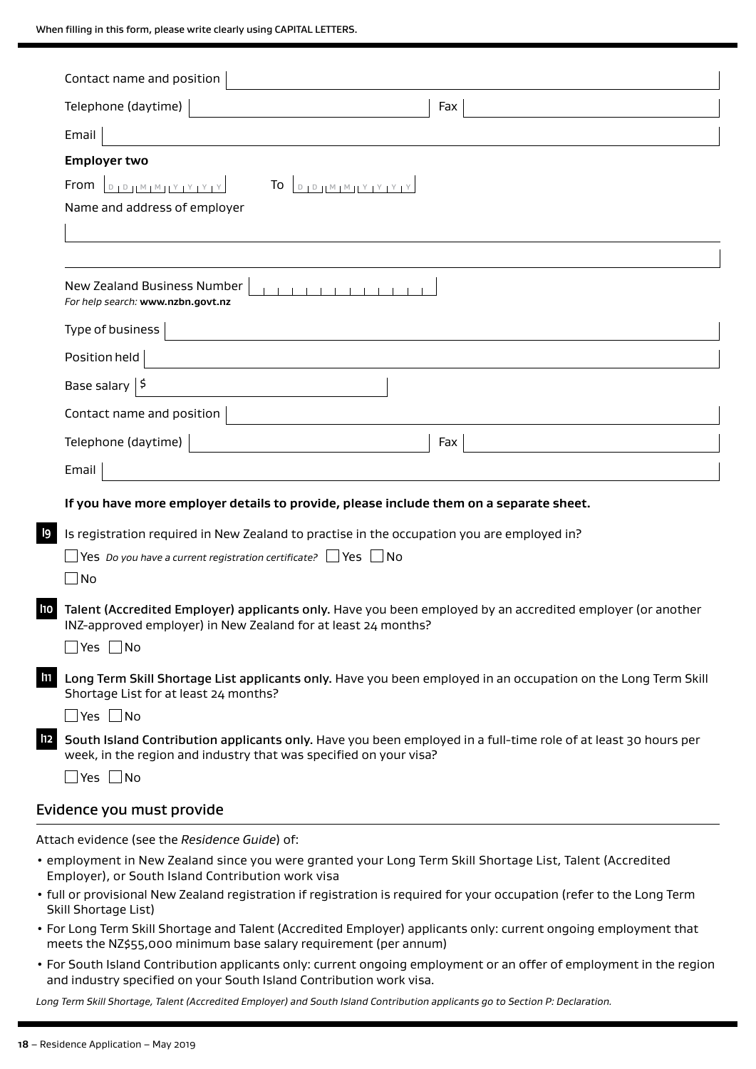Contact name and position

Telephone (daytime) Fax

Email

**Employer two**

From DD MM YYYY To DD MM YYYY

Name and address of employer

New Zealand Business Number
*For help search:* **www.nzbn.govt.nz**

Type of business

Position held

Base salary $

Contact name and position

Telephone (daytime) Fax

Email

**If you have more employer details to provide, please include them on a separate sheet.**

**h9** Is registration required in New Zealand to practise in the occupation you are employed in?

☐ Yes *Do you have a current registration certificate?* ☐ Yes ☐ No

☐ No

**h10** **Talent (Accredited Employer) applicants only.** Have you been employed by an accredited employer (or another INZ-approved employer) in New Zealand for at least 24 months?

☐ Yes ☐ No

**h11** **Long Term Skill Shortage List applicants only.** Have you been employed in an occupation on the Long Term Skill Shortage List for at least 24 months?

☐ Yes ☐ No

**h12** **South Island Contribution applicants only.** Have you been employed in a full-time role of at least 30 hours per week, in the region and industry that was specified on your visa?

☐ Yes ☐ No

## Evidence you must provide

Attach evidence (see the *Residence Guide*) of:

- employment in New Zealand since you were granted your Long Term Skill Shortage List, Talent (Accredited Employer), or South Island Contribution work visa
- full or provisional New Zealand registration if registration is required for your occupation (refer to the Long Term Skill Shortage List)
- For Long Term Skill Shortage and Talent (Accredited Employer) applicants only: current ongoing employment that meets the NZ$55,000 minimum base salary requirement (per annum)
- For South Island Contribution applicants only: current ongoing employment or an offer of employment in the region and industry specified on your South Island Contribution work visa.

*Long Term Skill Shortage, Talent (Accredited Employer) and South Island Contribution applicants go to Section P: Declaration.*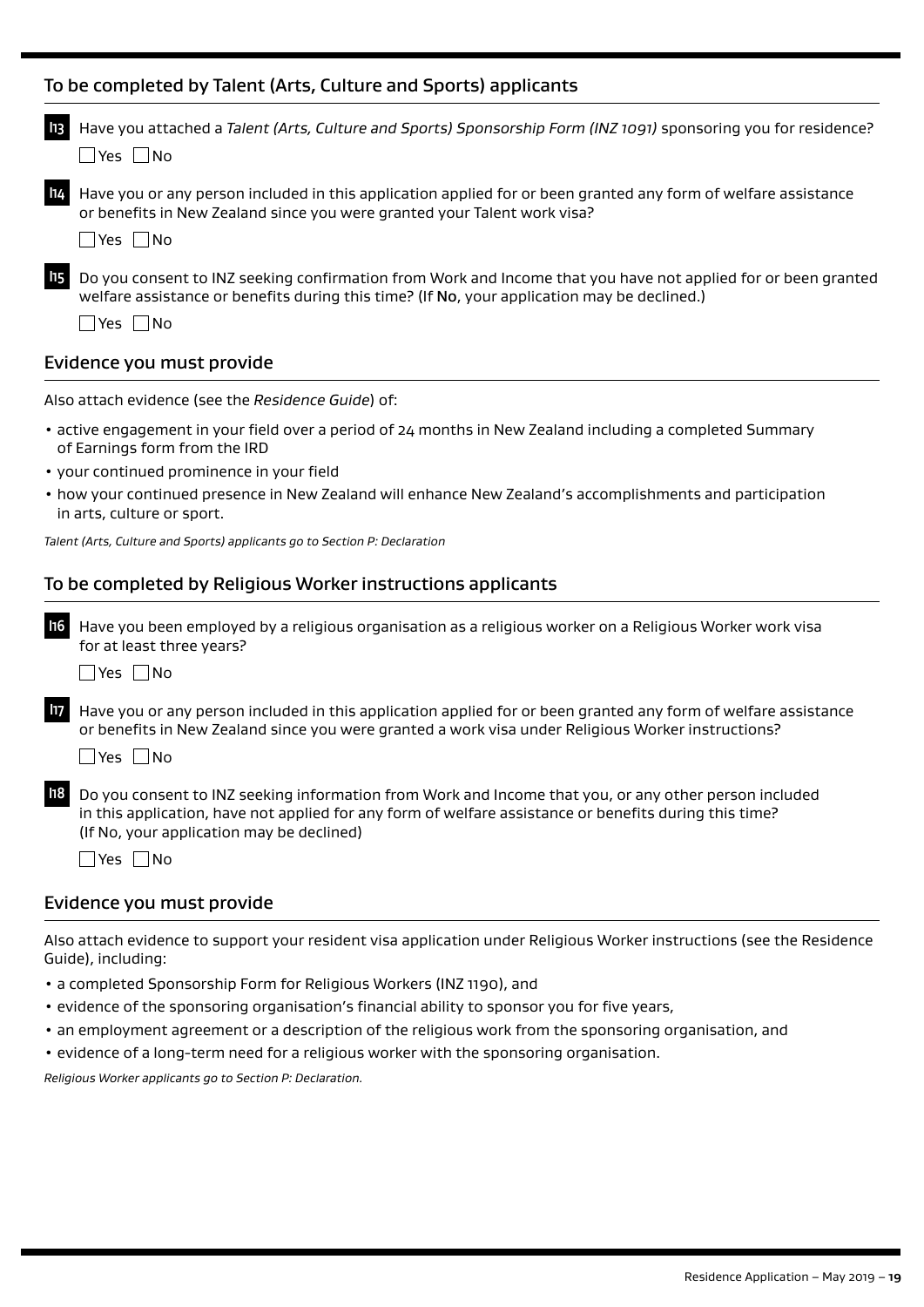## To be completed by Talent (Arts, Culture and Sports) applicants

**h13** Have you attached a *Talent (Arts, Culture and Sports) Sponsorship Form (INZ 1091)* sponsoring you for residence?

☐ Yes ☐ No

**h14** Have you or any person included in this application applied for or been granted any form of welfare assistance or benefits in New Zealand since you were granted your Talent work visa?

☐ Yes ☐ No

**h15** Do you consent to INZ seeking confirmation from Work and Income that you have not applied for or been granted welfare assistance or benefits during this time? (If **No**, your application may be declined.)

☐ Yes ☐ No

### Evidence you must provide

Also attach evidence (see the *Residence Guide*) of:

- active engagement in your field over a period of 24 months in New Zealand including a completed Summary of Earnings form from the IRD
- your continued prominence in your field
- how your continued presence in New Zealand will enhance New Zealand's accomplishments and participation in arts, culture or sport.

*Talent (Arts, Culture and Sports) applicants go to Section P: Declaration*

## To be completed by Religious Worker instructions applicants

**h16** Have you been employed by a religious organisation as a religious worker on a Religious Worker work visa for at least three years?

☐ Yes ☐ No

**h17** Have you or any person included in this application applied for or been granted any form of welfare assistance or benefits in New Zealand since you were granted a work visa under Religious Worker instructions?

☐ Yes ☐ No

**h18** Do you consent to INZ seeking information from Work and Income that you, or any other person included in this application, have not applied for any form of welfare assistance or benefits during this time? (If No, your application may be declined)

☐ Yes ☐ No

### Evidence you must provide

Also attach evidence to support your resident visa application under Religious Worker instructions (see the Residence Guide), including:

- a completed Sponsorship Form for Religious Workers (INZ 1190), and
- evidence of the sponsoring organisation's financial ability to sponsor you for five years,
- an employment agreement or a description of the religious work from the sponsoring organisation, and
- evidence of a long-term need for a religious worker with the sponsoring organisation.

*Religious Worker applicants go to Section P: Declaration.*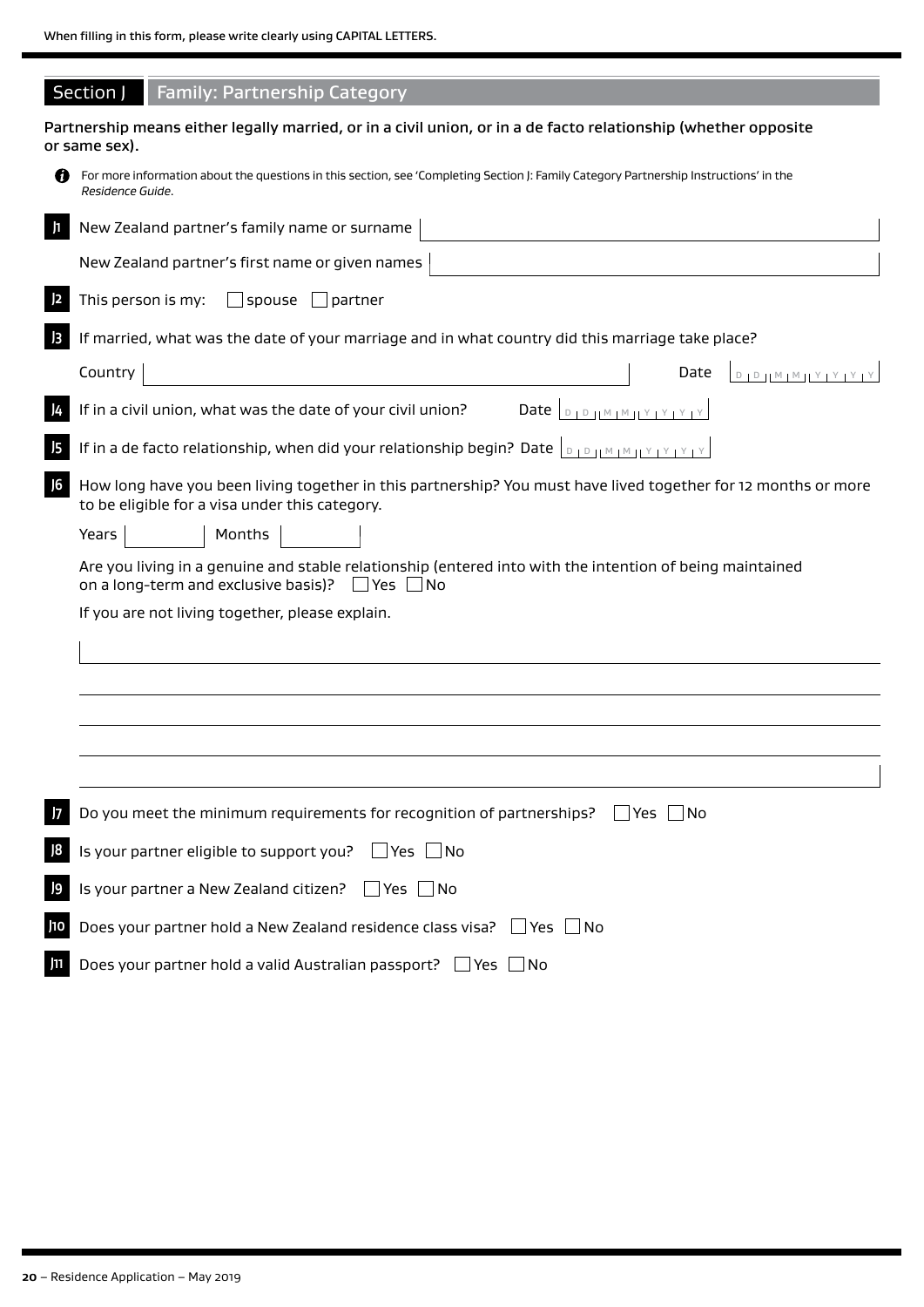When filling in this form, please write clearly using CAPITAL LETTERS.

## Section J Family: Partnership Category

**Partnership means either legally married, or in a civil union, or in a de facto relationship (whether opposite or same sex).**

For more information about the questions in this section, see 'Completing Section J: Family Category Partnership Instructions' in the *Residence Guide*.

**J1** New Zealand partner's family name or surname

New Zealand partner's first name or given names

**J2** This person is my: ☐ spouse ☐ partner

**J3** If married, what was the date of your marriage and in what country did this marriage take place?

Country ______ Date DD MM YYYY

**J4** If in a civil union, what was the date of your civil union? Date DD MM YYYY

**J5** If in a de facto relationship, when did your relationship begin? Date DD MM YYYY

**J6** How long have you been living together in this partnership? You must have lived together for 12 months or more to be eligible for a visa under this category.

Years ______ Months ______

Are you living in a genuine and stable relationship (entered into with the intention of being maintained on a long-term and exclusive basis)? ☐ Yes ☐ No

If you are not living together, please explain.

**J7** Do you meet the minimum requirements for recognition of partnerships? ☐ Yes ☐ No

**J8** Is your partner eligible to support you? ☐ Yes ☐ No

**J9** Is your partner a New Zealand citizen? ☐ Yes ☐ No

**J10** Does your partner hold a New Zealand residence class visa? ☐ Yes ☐ No

**J11** Does your partner hold a valid Australian passport? ☐ Yes ☐ No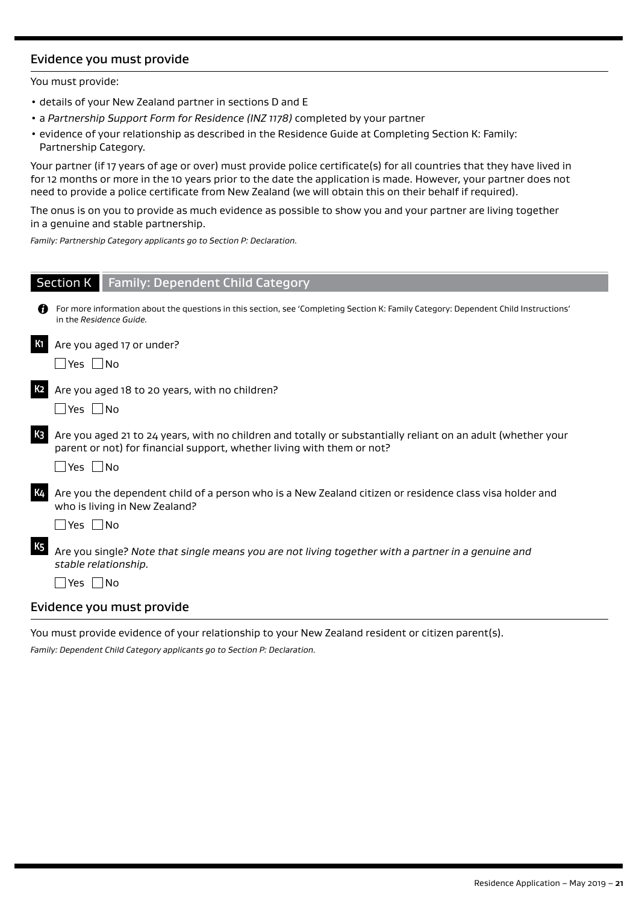## Evidence you must provide

You must provide:

- details of your New Zealand partner in sections D and E
- a *Partnership Support Form for Residence (INZ 1178)* completed by your partner
- evidence of your relationship as described in the Residence Guide at Completing Section K: Family: Partnership Category.

Your partner (if 17 years of age or over) must provide police certificate(s) for all countries that they have lived in for 12 months or more in the 10 years prior to the date the application is made. However, your partner does not need to provide a police certificate from New Zealand (we will obtain this on their behalf if required).

The onus is on you to provide as much evidence as possible to show you and your partner are living together in a genuine and stable partnership.

*Family: Partnership Category applicants go to Section P: Declaration.*

# Section K Family: Dependent Child Category

For more information about the questions in this section, see 'Completing Section K: Family Category: Dependent Child Instructions' in the *Residence Guide*.

**K1** Are you aged 17 or under?

☐ Yes ☐ No

**K2** Are you aged 18 to 20 years, with no children?

☐ Yes ☐ No

**K3** Are you aged 21 to 24 years, with no children and totally or substantially reliant on an adult (whether your parent or not) for financial support, whether living with them or not?

☐ Yes ☐ No

**K4** Are you the dependent child of a person who is a New Zealand citizen or residence class visa holder and who is living in New Zealand?

☐ Yes ☐ No

**K5** Are you single? *Note that single means you are not living together with a partner in a genuine and stable relationship.*

☐ Yes ☐ No

## Evidence you must provide

You must provide evidence of your relationship to your New Zealand resident or citizen parent(s).

*Family: Dependent Child Category applicants go to Section P: Declaration.*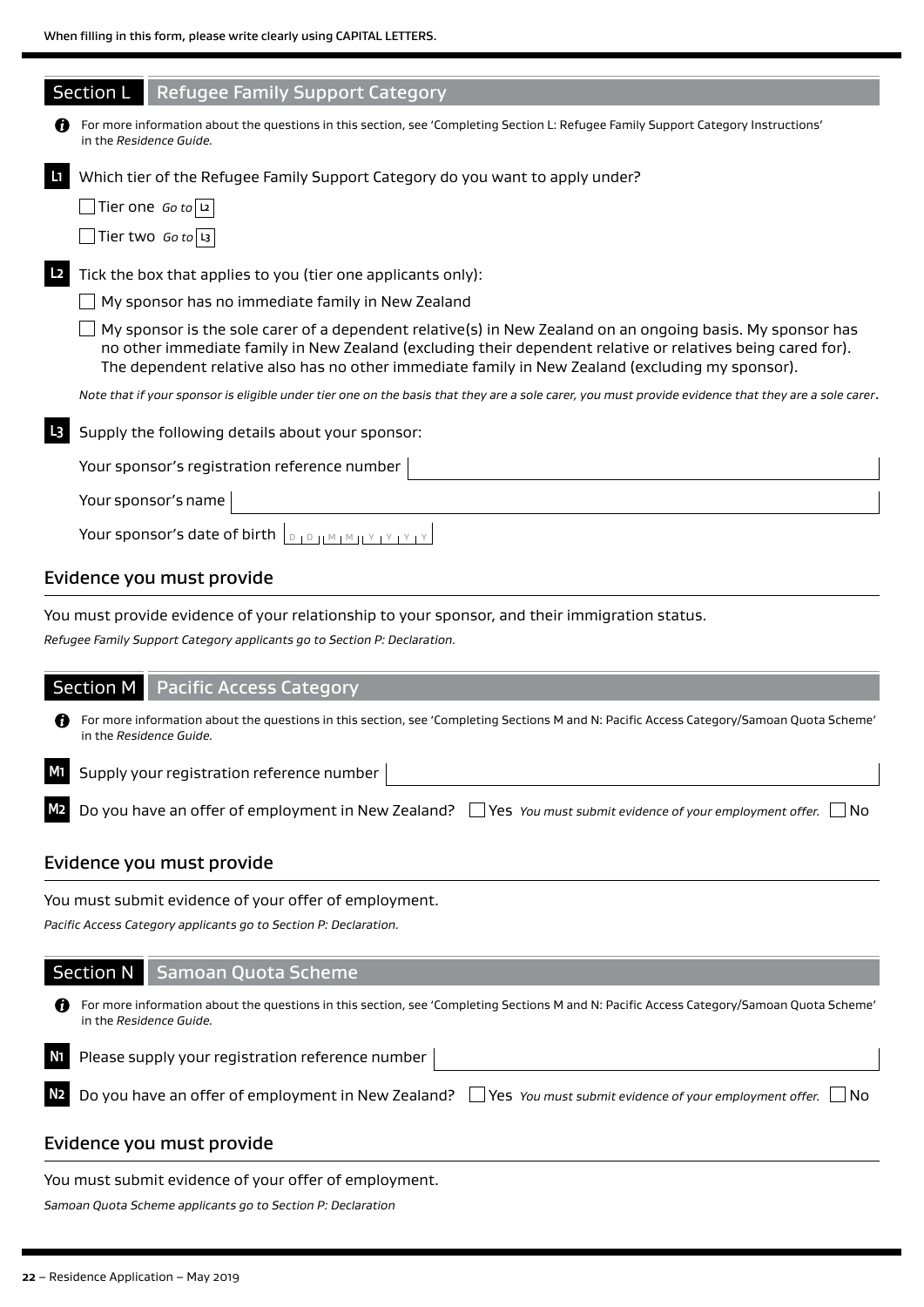When filling in this form, please write clearly using CAPITAL LETTERS.

## Section L Refugee Family Support Category

For more information about the questions in this section, see 'Completing Section L: Refugee Family Support Category Instructions' in the *Residence Guide*.

**L1** Which tier of the Refugee Family Support Category do you want to apply under?

☐ Tier one *Go to* **L2**

☐ Tier two *Go to* **L3**

**L2** Tick the box that applies to you (tier one applicants only):

☐ My sponsor has no immediate family in New Zealand

☐ My sponsor is the sole carer of a dependent relative(s) in New Zealand on an ongoing basis. My sponsor has no other immediate family in New Zealand (excluding their dependent relative or relatives being cared for). The dependent relative also has no other immediate family in New Zealand (excluding my sponsor).

*Note that if your sponsor is eligible under tier one on the basis that they are a sole carer, you must provide evidence that they are a sole carer.*

**L3** Supply the following details about your sponsor:

Your sponsor's registration reference number

Your sponsor's name

Your sponsor's date of birth D D M M Y Y Y Y

### Evidence you must provide

You must provide evidence of your relationship to your sponsor, and their immigration status.

*Refugee Family Support Category applicants go to Section P: Declaration.*

## Section M Pacific Access Category

For more information about the questions in this section, see 'Completing Sections M and N: Pacific Access Category/Samoan Quota Scheme' in the *Residence Guide*.

**M1** Supply your registration reference number

**M2** Do you have an offer of employment in New Zealand? ☐ Yes *You must submit evidence of your employment offer.* ☐ No

### Evidence you must provide

You must submit evidence of your offer of employment.

*Pacific Access Category applicants go to Section P: Declaration.*

## Section N Samoan Quota Scheme

For more information about the questions in this section, see 'Completing Sections M and N: Pacific Access Category/Samoan Quota Scheme' in the *Residence Guide*.

**N1** Please supply your registration reference number

**N2** Do you have an offer of employment in New Zealand? ☐ Yes *You must submit evidence of your employment offer.* ☐ No

### Evidence you must provide

You must submit evidence of your offer of employment.

*Samoan Quota Scheme applicants go to Section P: Declaration*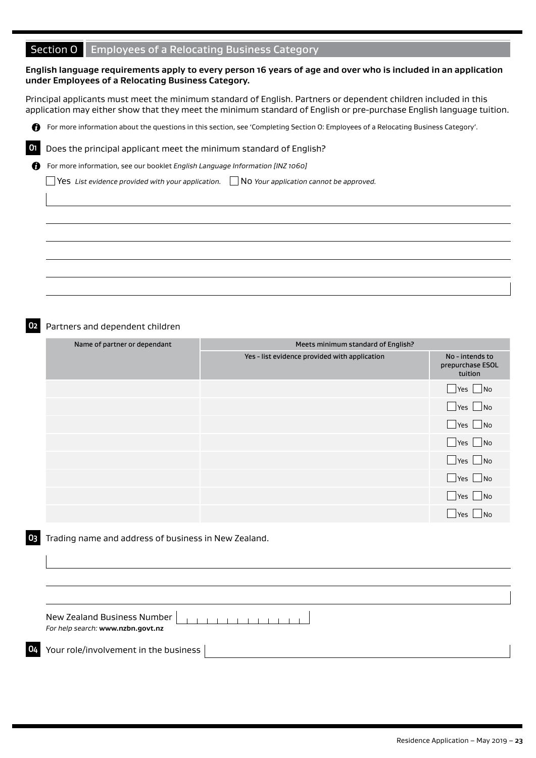## Section O Employees of a Relocating Business Category

**English language requirements apply to every person 16 years of age and over who is included in an application under Employees of a Relocating Business Category.**

Principal applicants must meet the minimum standard of English. Partners or dependent children included in this application may either show that they meet the minimum standard of English or pre-purchase English language tuition.

For more information about the questions in this section, see 'Completing Section O: Employees of a Relocating Business Category'.

**01** Does the principal applicant meet the minimum standard of English?

For more information, see our booklet *English Language Information [INZ 1060]*

☐ Yes *List evidence provided with your application.* ☐ No *Your application cannot be approved.*

**02** Partners and dependent children

| Name of partner or dependant | Meets minimum standard of English? | |
|---|---|---|
| | Yes - list evidence provided with application | No - intends to prepurchase ESOL tuition |
| | | ☐ Yes ☐ No |
| | | ☐ Yes ☐ No |
| | | ☐ Yes ☐ No |
| | | ☐ Yes ☐ No |
| | | ☐ Yes ☐ No |
| | | ☐ Yes ☐ No |
| | | ☐ Yes ☐ No |
| | | ☐ Yes ☐ No |

**03** Trading name and address of business in New Zealand.

New Zealand Business Number

*For help search:* **www.nzbn.govt.nz**

**04** Your role/involvement in the business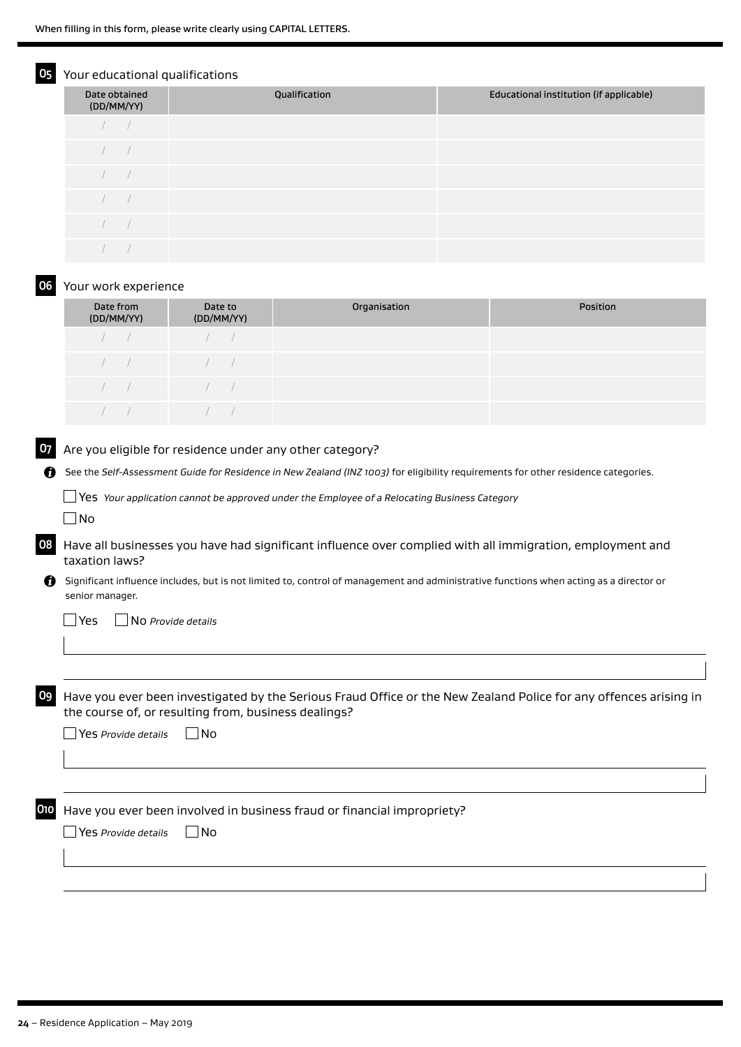When filling in this form, please write clearly using CAPITAL LETTERS.

## 05 Your educational qualifications

| Date obtained (DD/MM/YY) | Qualification | Educational institution (if applicable) |
| --- | --- | --- |
| / / | | |
| / / | | |
| / / | | |
| / / | | |
| / / | | |
| / / | | |

## 06 Your work experience

| Date from (DD/MM/YY) | Date to (DD/MM/YY) | Organisation | Position |
| --- | --- | --- | --- |
| / / | / / | | |
| / / | / / | | |
| / / | / / | | |
| / / | / / | | |

## 07 Are you eligible for residence under any other category?

See the *Self-Assessment Guide for Residence in New Zealand (INZ 1003)* for eligibility requirements for other residence categories.

☐ Yes *Your application cannot be approved under the Employee of a Relocating Business Category*

☐ No

## 08 Have all businesses you have had significant influence over complied with all immigration, employment and taxation laws?

Significant influence includes, but is not limited to, control of management and administrative functions when acting as a director or senior manager.

☐ Yes ☐ No *Provide details*

## 09 Have you ever been investigated by the Serious Fraud Office or the New Zealand Police for any offences arising in the course of, or resulting from, business dealings?

☐ Yes *Provide details* ☐ No

## 010 Have you ever been involved in business fraud or financial impropriety?

☐ Yes *Provide details* ☐ No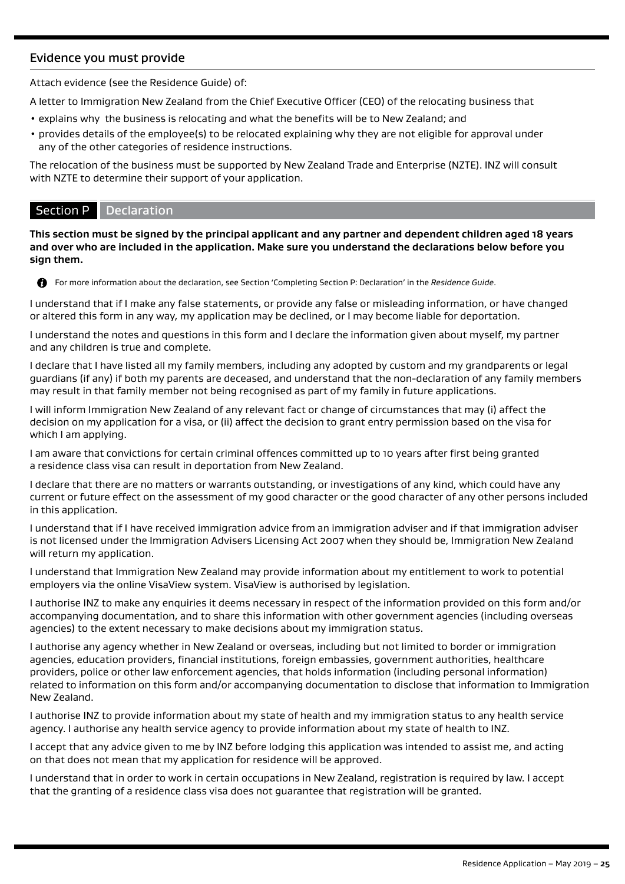## Evidence you must provide

Attach evidence (see the Residence Guide) of:

A letter to Immigration New Zealand from the Chief Executive Officer (CEO) of the relocating business that

- explains why the business is relocating and what the benefits will be to New Zealand; and
- provides details of the employee(s) to be relocated explaining why they are not eligible for approval under any of the other categories of residence instructions.

The relocation of the business must be supported by New Zealand Trade and Enterprise (NZTE). INZ will consult with NZTE to determine their support of your application.

## Section P Declaration

**This section must be signed by the principal applicant and any partner and dependent children aged 18 years and over who are included in the application. Make sure you understand the declarations below before you sign them.**

For more information about the declaration, see Section 'Completing Section P: Declaration' in the *Residence Guide*.

I understand that if I make any false statements, or provide any false or misleading information, or have changed or altered this form in any way, my application may be declined, or I may become liable for deportation.

I understand the notes and questions in this form and I declare the information given about myself, my partner and any children is true and complete.

I declare that I have listed all my family members, including any adopted by custom and my grandparents or legal guardians (if any) if both my parents are deceased, and understand that the non-declaration of any family members may result in that family member not being recognised as part of my family in future applications.

I will inform Immigration New Zealand of any relevant fact or change of circumstances that may (i) affect the decision on my application for a visa, or (ii) affect the decision to grant entry permission based on the visa for which I am applying.

I am aware that convictions for certain criminal offences committed up to 10 years after first being granted a residence class visa can result in deportation from New Zealand.

I declare that there are no matters or warrants outstanding, or investigations of any kind, which could have any current or future effect on the assessment of my good character or the good character of any other persons included in this application.

I understand that if I have received immigration advice from an immigration adviser and if that immigration adviser is not licensed under the Immigration Advisers Licensing Act 2007 when they should be, Immigration New Zealand will return my application.

I understand that Immigration New Zealand may provide information about my entitlement to work to potential employers via the online VisaView system. VisaView is authorised by legislation.

I authorise INZ to make any enquiries it deems necessary in respect of the information provided on this form and/or accompanying documentation, and to share this information with other government agencies (including overseas agencies) to the extent necessary to make decisions about my immigration status.

I authorise any agency whether in New Zealand or overseas, including but not limited to border or immigration agencies, education providers, financial institutions, foreign embassies, government authorities, healthcare providers, police or other law enforcement agencies, that holds information (including personal information) related to information on this form and/or accompanying documentation to disclose that information to Immigration New Zealand.

I authorise INZ to provide information about my state of health and my immigration status to any health service agency. I authorise any health service agency to provide information about my state of health to INZ.

I accept that any advice given to me by INZ before lodging this application was intended to assist me, and acting on that does not mean that my application for residence will be approved.

I understand that in order to work in certain occupations in New Zealand, registration is required by law. I accept that the granting of a residence class visa does not guarantee that registration will be granted.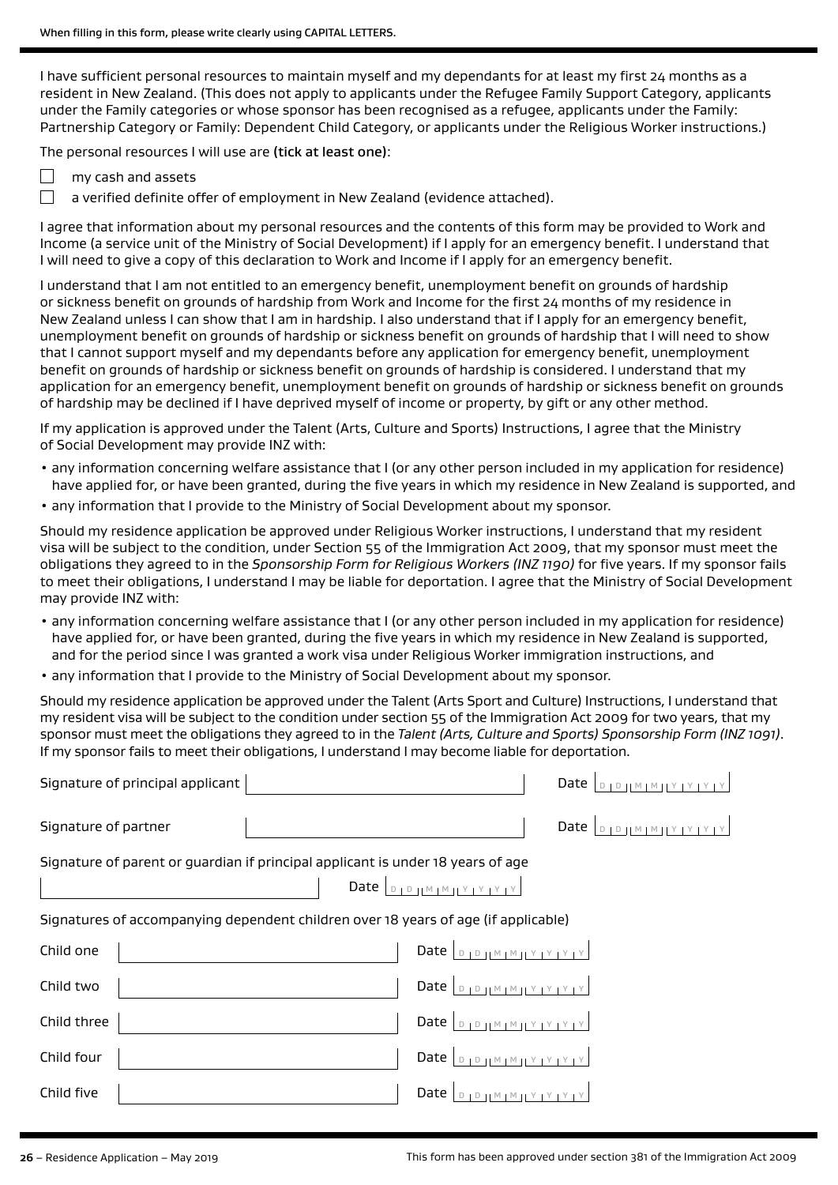When filling in this form, please write clearly using CAPITAL LETTERS.

I have sufficient personal resources to maintain myself and my dependants for at least my first 24 months as a resident in New Zealand. (This does not apply to applicants under the Refugee Family Support Category, applicants under the Family categories or whose sponsor has been recognised as a refugee, applicants under the Family: Partnership Category or Family: Dependent Child Category, or applicants under the Religious Worker instructions.)

The personal resources I will use are **(tick at least one)**:

- ☐ my cash and assets
- ☐ a verified definite offer of employment in New Zealand (evidence attached).

I agree that information about my personal resources and the contents of this form may be provided to Work and Income (a service unit of the Ministry of Social Development) if I apply for an emergency benefit. I understand that I will need to give a copy of this declaration to Work and Income if I apply for an emergency benefit.

I understand that I am not entitled to an emergency benefit, unemployment benefit on grounds of hardship or sickness benefit on grounds of hardship from Work and Income for the first 24 months of my residence in New Zealand unless I can show that I am in hardship. I also understand that if I apply for an emergency benefit, unemployment benefit on grounds of hardship or sickness benefit on grounds of hardship that I will need to show that I cannot support myself and my dependants before any application for emergency benefit, unemployment benefit on grounds of hardship or sickness benefit on grounds of hardship is considered. I understand that my application for an emergency benefit, unemployment benefit on grounds of hardship or sickness benefit on grounds of hardship may be declined if I have deprived myself of income or property, by gift or any other method.

If my application is approved under the Talent (Arts, Culture and Sports) Instructions, I agree that the Ministry of Social Development may provide INZ with:

- any information concerning welfare assistance that I (or any other person included in my application for residence) have applied for, or have been granted, during the five years in which my residence in New Zealand is supported, and
- any information that I provide to the Ministry of Social Development about my sponsor.

Should my residence application be approved under Religious Worker instructions, I understand that my resident visa will be subject to the condition, under Section 55 of the Immigration Act 2009, that my sponsor must meet the obligations they agreed to in the *Sponsorship Form for Religious Workers (INZ 1190)* for five years. If my sponsor fails to meet their obligations, I understand I may be liable for deportation. I agree that the Ministry of Social Development may provide INZ with:

- any information concerning welfare assistance that I (or any other person included in my application for residence) have applied for, or have been granted, during the five years in which my residence in New Zealand is supported, and for the period since I was granted a work visa under Religious Worker immigration instructions, and
- any information that I provide to the Ministry of Social Development about my sponsor.

Should my residence application be approved under the Talent (Arts Sport and Culture) Instructions, I understand that my resident visa will be subject to the condition under section 55 of the Immigration Act 2009 for two years, that my sponsor must meet the obligations they agreed to in the *Talent (Arts, Culture and Sports) Sponsorship Form (INZ 1091)*. If my sponsor fails to meet their obligations, I understand I may become liable for deportation.

Signature of principal applicant ______________________ Date DD MM YYYY

Signature of partner ______________________ Date DD MM YYYY

Signature of parent or guardian if principal applicant is under 18 years of age

______________________ Date DD MM YYYY

Signatures of accompanying dependent children over 18 years of age (if applicable)

| | Signature | Date |
|---|---|---|
| Child one | | DD MM YYYY |
| Child two | | DD MM YYYY |
| Child three | | DD MM YYYY |
| Child four | | DD MM YYYY |
| Child five | | DD MM YYYY |

This form has been approved under section 381 of the Immigration Act 2009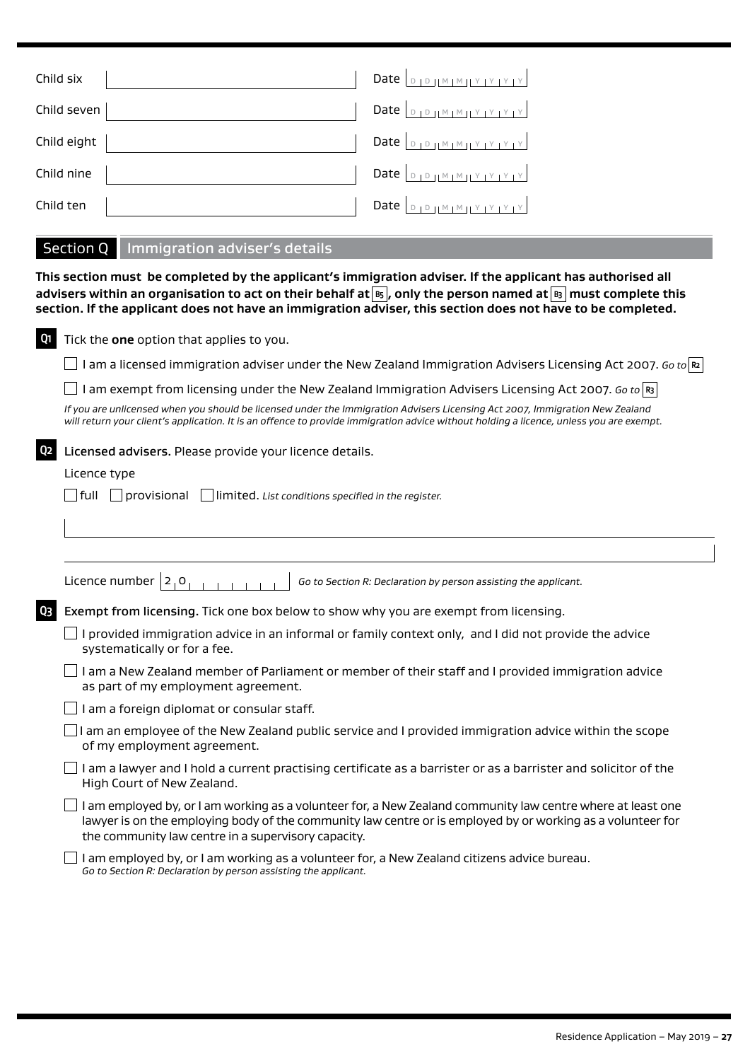Child six Date DD MM YYYY

Child seven Date DD MM YYYY

Child eight Date DD MM YYYY

Child nine Date DD MM YYYY

Child ten Date DD MM YYYY

## Section Q Immigration adviser's details

**This section must be completed by the applicant's immigration adviser. If the applicant has authorised all advisers within an organisation to act on their behalf at B5, only the person named at B3 must complete this section. If the applicant does not have an immigration adviser, this section does not have to be completed.**

**Q1** Tick the **one** option that applies to you.

☐ I am a licensed immigration adviser under the New Zealand Immigration Advisers Licensing Act 2007. *Go to* R2

☐ I am exempt from licensing under the New Zealand Immigration Advisers Licensing Act 2007. *Go to* R3

*If you are unlicensed when you should be licensed under the Immigration Advisers Licensing Act 2007, Immigration New Zealand will return your client's application. It is an offence to provide immigration advice without holding a licence, unless you are exempt.*

**Q2** **Licensed advisers.** Please provide your licence details.

Licence type

☐ full ☐ provisional ☐ limited. *List conditions specified in the register.*

Licence number 2 0 *Go to Section R: Declaration by person assisting the applicant.*

**Q3** **Exempt from licensing.** Tick one box below to show why you are exempt from licensing.

☐ I provided immigration advice in an informal or family context only, and I did not provide the advice systematically or for a fee.

☐ I am a New Zealand member of Parliament or member of their staff and I provided immigration advice as part of my employment agreement.

☐ I am a foreign diplomat or consular staff.

☐ I am an employee of the New Zealand public service and I provided immigration advice within the scope of my employment agreement.

☐ I am a lawyer and I hold a current practising certificate as a barrister or as a barrister and solicitor of the High Court of New Zealand.

☐ I am employed by, or I am working as a volunteer for, a New Zealand community law centre where at least one lawyer is on the employing body of the community law centre or is employed by or working as a volunteer for the community law centre in a supervisory capacity.

☐ I am employed by, or I am working as a volunteer for, a New Zealand citizens advice bureau.
*Go to Section R: Declaration by person assisting the applicant.*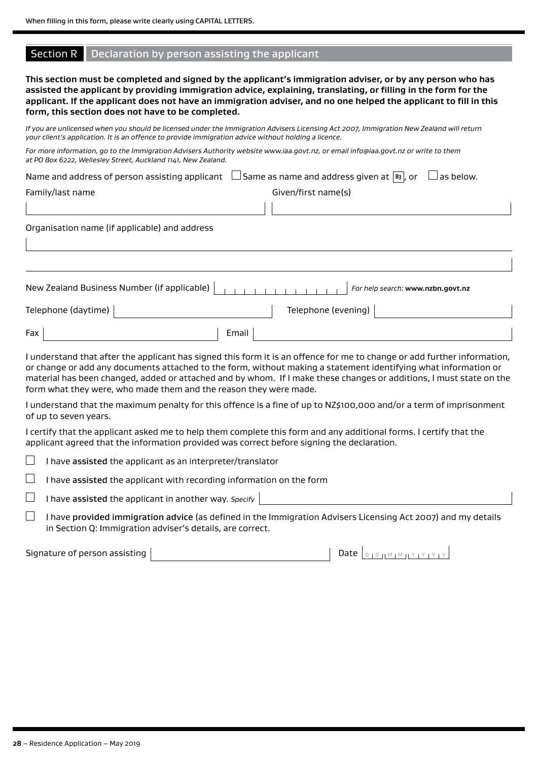When filling in this form, please write clearly using CAPITAL LETTERS.

## Section R Declaration by person assisting the applicant

**This section must be completed and signed by the applicant's immigration adviser, or by any person who has assisted the applicant by providing immigration advice, explaining, translating, or filling in the form for the applicant. If the applicant does not have an immigration adviser, and no one helped the applicant to fill in this form, this section does not have to be completed.**

*If you are unlicensed when you should be licensed under the Immigration Advisers Licensing Act 2007, Immigration New Zealand will return your client's application. It is an offence to provide immigration advice without holding a licence.*

*For more information, go to the Immigration Advisers Authority website www.iaa.govt.nz, or email info@iaa.govt.nz or write to them at PO Box 6222, Wellesley Street, Auckland 1141, New Zealand.*

Name and address of person assisting applicant ☐ Same as name and address given at B3, or ☐ as below.

Family/last name

Given/first name(s)

Organisation name (if applicable) and address

New Zealand Business Number (if applicable) *For help search:* **www.nzbn.govt.nz**

Telephone (daytime)

Telephone (evening)

Fax

Email

I understand that after the applicant has signed this form it is an offence for me to change or add further information, or change or add any documents attached to the form, without making a statement identifying what information or material has been changed, added or attached and by whom. If I make these changes or additions, I must state on the form what they were, who made them and the reason they were made.

I understand that the maximum penalty for this offence is a fine of up to NZ$100,000 and/or a term of imprisonment of up to seven years.

I certify that the applicant asked me to help them complete this form and any additional forms. I certify that the applicant agreed that the information provided was correct before signing the declaration.

- ☐ I have **assisted** the applicant as an interpreter/translator
- ☐ I have **assisted** the applicant with recording information on the form
- ☐ I have **assisted** the applicant in another way. *Specify*
- ☐ I have **provided immigration advice** (as defined in the Immigration Advisers Licensing Act 2007) and my details in Section Q: Immigration adviser's details, are correct.

Signature of person assisting

Date D D M M Y Y Y Y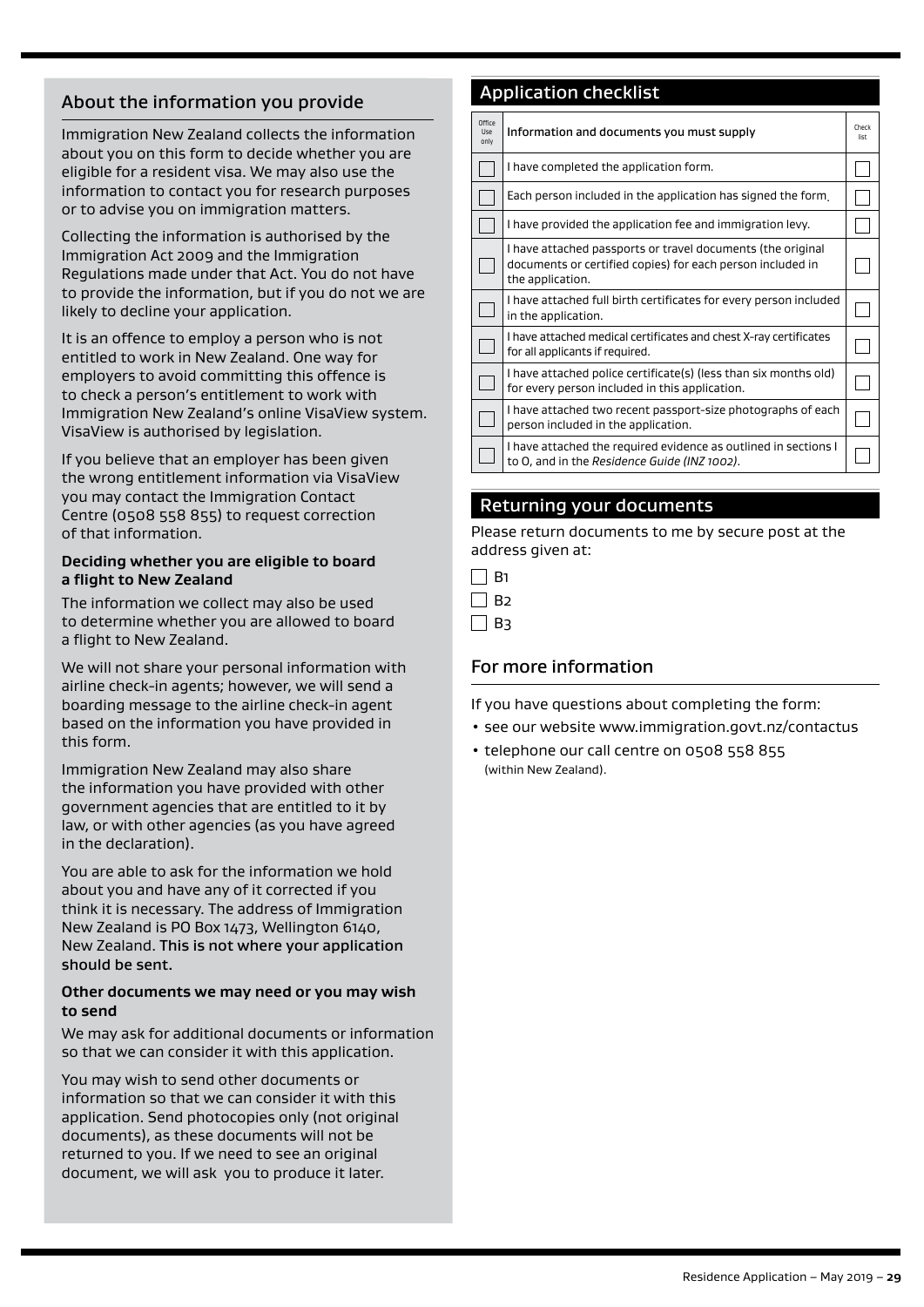## About the information you provide

Immigration New Zealand collects the information about you on this form to decide whether you are eligible for a resident visa. We may also use the information to contact you for research purposes or to advise you on immigration matters.

Collecting the information is authorised by the Immigration Act 2009 and the Immigration Regulations made under that Act. You do not have to provide the information, but if you do not we are likely to decline your application.

It is an offence to employ a person who is not entitled to work in New Zealand. One way for employers to avoid committing this offence is to check a person's entitlement to work with Immigration New Zealand's online VisaView system. VisaView is authorised by legislation.

If you believe that an employer has been given the wrong entitlement information via VisaView you may contact the Immigration Contact Centre (0508 558 855) to request correction of that information.

**Deciding whether you are eligible to board a flight to New Zealand**

The information we collect may also be used to determine whether you are allowed to board a flight to New Zealand.

We will not share your personal information with airline check-in agents; however, we will send a boarding message to the airline check-in agent based on the information you have provided in this form.

Immigration New Zealand may also share the information you have provided with other government agencies that are entitled to it by law, or with other agencies (as you have agreed in the declaration).

You are able to ask for the information we hold about you and have any of it corrected if you think it is necessary. The address of Immigration New Zealand is PO Box 1473, Wellington 6140, New Zealand. **This is not where your application should be sent.**

**Other documents we may need or you may wish to send**

We may ask for additional documents or information so that we can consider it with this application.

You may wish to send other documents or information so that we can consider it with this application. Send photocopies only (not original documents), as these documents will not be returned to you. If we need to see an original document, we will ask you to produce it later.

## Application checklist

| Office Use only | Information and documents you must supply | Check list |
|---|---|---|
| ☐ | I have completed the application form. | ☐ |
| ☐ | Each person included in the application has signed the form. | ☐ |
| ☐ | I have provided the application fee and immigration levy. | ☐ |
| ☐ | I have attached passports or travel documents (the original documents or certified copies) for each person included in the application. | ☐ |
| ☐ | I have attached full birth certificates for every person included in the application. | ☐ |
| ☐ | I have attached medical certificates and chest X-ray certificates for all applicants if required. | ☐ |
| ☐ | I have attached police certificate(s) (less than six months old) for every person included in this application. | ☐ |
| ☐ | I have attached two recent passport-size photographs of each person included in the application. | ☐ |
| ☐ | I have attached the required evidence as outlined in sections I to O, and in the *Residence Guide (INZ 1002)*. | ☐ |

## Returning your documents

Please return documents to me by secure post at the address given at:

- ☐ B1
- ☐ B2
- ☐ B3

## For more information

If you have questions about completing the form:

- see our website www.immigration.govt.nz/contactus
- telephone our call centre on 0508 558 855 (within New Zealand).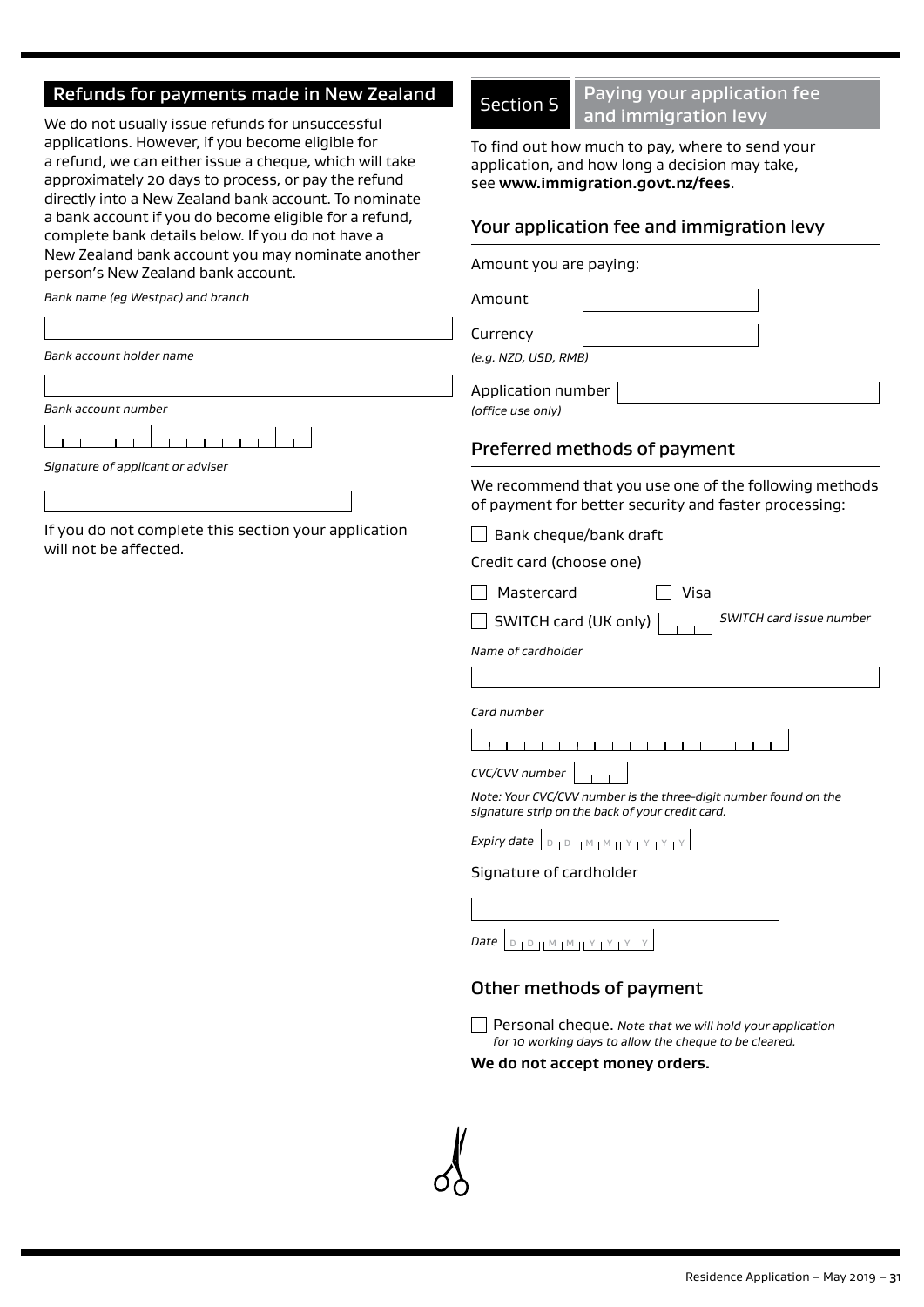## Refunds for payments made in New Zealand

We do not usually issue refunds for unsuccessful applications. However, if you become eligible for a refund, we can either issue a cheque, which will take approximately 20 days to process, or pay the refund directly into a New Zealand bank account. To nominate a bank account if you do become eligible for a refund, complete bank details below. If you do not have a New Zealand bank account you may nominate another person's New Zealand bank account.

*Bank name (eg Westpac) and branch*

*Bank account holder name*

*Bank account number*

*Signature of applicant or adviser*

If you do not complete this section your application will not be affected.

## Section S Paying your application fee and immigration levy

To find out how much to pay, where to send your application, and how long a decision may take, see **www.immigration.govt.nz/fees**.

### Your application fee and immigration levy

Amount you are paying:

Amount

Currency
*(e.g. NZD, USD, RMB)*

Application number
*(office use only)*

### Preferred methods of payment

We recommend that you use one of the following methods of payment for better security and faster processing:

☐ Bank cheque/bank draft

Credit card (choose one)

☐ Mastercard ☐ Visa

☐ SWITCH card (UK only) *SWITCH card issue number*

*Name of cardholder*

*Card number*

*CVC/CVV number*

*Note: Your CVC/CVV number is the three-digit number found on the signature strip on the back of your credit card.*

*Expiry date* D D M M Y Y Y Y

Signature of cardholder

*Date* D D M M Y Y Y Y

### Other methods of payment

☐ Personal cheque. *Note that we will hold your application for 10 working days to allow the cheque to be cleared.*

**We do not accept money orders.**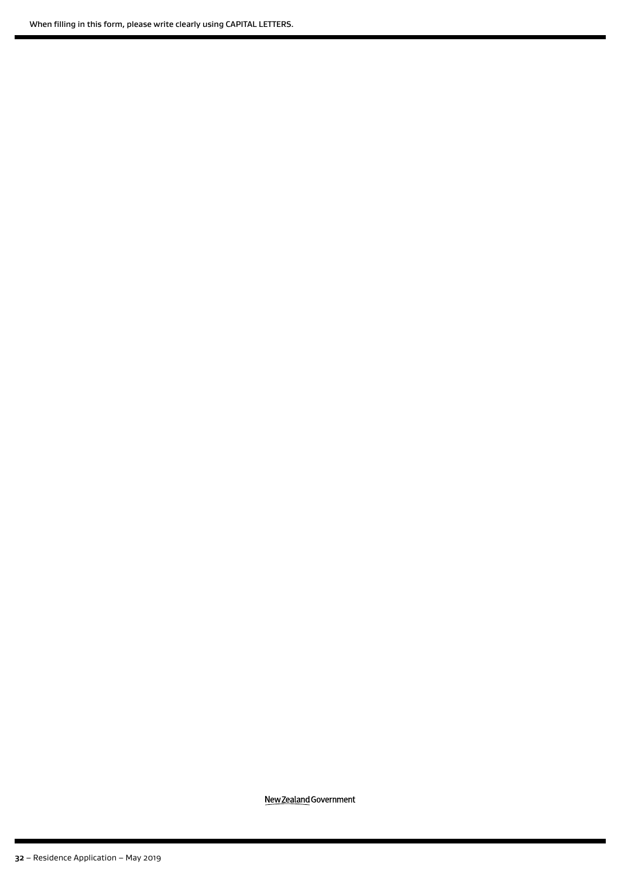New Zealand Government